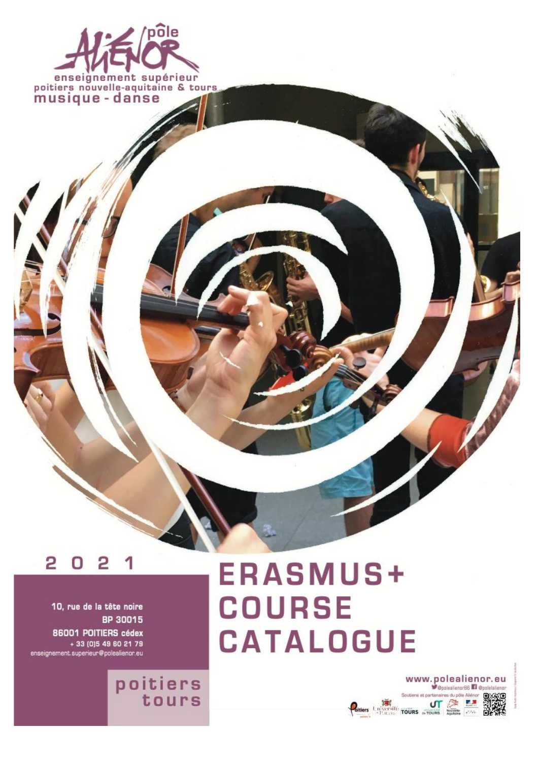pôle ALIÉNOR

enseignement supérieur
poitiers nouvelle-aquitaine & tours
musique - danse

2021

# ERASMUS+ COURSE CATALOGUE

10, rue de la tête noire
BP 30015
86001 POITIERS cédex
+ 33 (0)5 49 60 21 79
enseignement.superieur@polealienor.eu

poitiers
tours

www.polealienor.eu
@polealienor86 @polealienor

Soutiens et partenaires du pôle Aliénor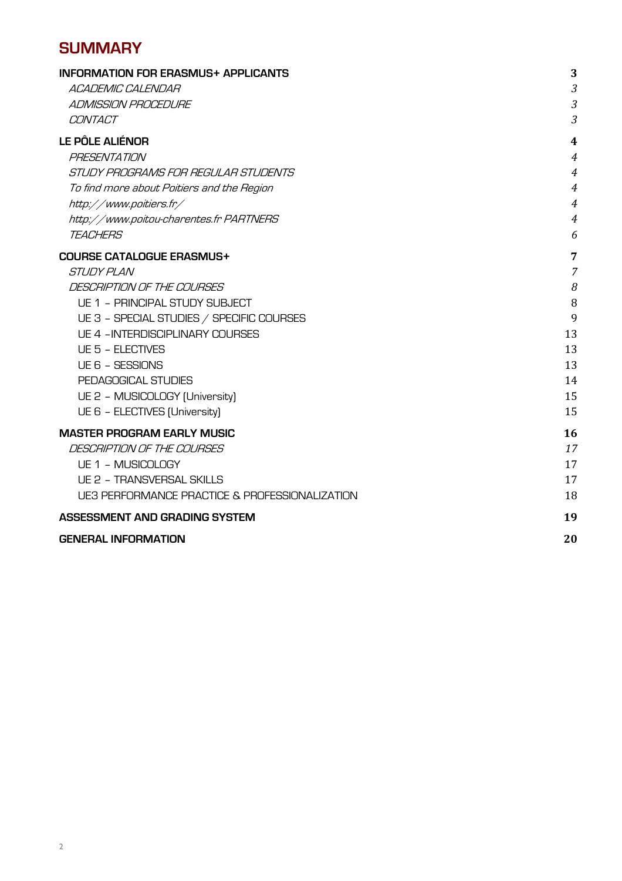# SUMMARY

| | |
|---|---|
| **INFORMATION FOR ERASMUS+ APPLICANTS** | **3** |
| *ACADEMIC CALENDAR* | *3* |
| *ADMISSION PROCEDURE* | *3* |
| *CONTACT* | *3* |
| **LE PÔLE ALIÉNOR** | **4** |
| *PRESENTATION* | *4* |
| *STUDY PROGRAMS FOR REGULAR STUDENTS* | *4* |
| *To find more about Poitiers and the Region* | *4* |
| *http://www.poitiers.fr/* | *4* |
| *http://www.poitou-charentes.fr PARTNERS* | *4* |
| *TEACHERS* | *6* |
| **COURSE CATALOGUE ERASMUS+** | **7** |
| *STUDY PLAN* | *7* |
| *DESCRIPTION OF THE COURSES* | *8* |
| UE 1 – PRINCIPAL STUDY SUBJECT | 8 |
| UE 3 – SPECIAL STUDIES / SPECIFIC COURSES | 9 |
| UE 4 –INTERDISCIPLINARY COURSES | 13 |
| UE 5 – ELECTIVES | 13 |
| UE 6 – SESSIONS | 13 |
| PEDAGOGICAL STUDIES | 14 |
| UE 2 – MUSICOLOGY (University) | 15 |
| UE 6 – ELECTIVES (University) | 15 |
| **MASTER PROGRAM EARLY MUSIC** | **16** |
| *DESCRIPTION OF THE COURSES* | *17* |
| UE 1 – MUSICOLOGY | 17 |
| UE 2 – TRANSVERSAL SKILLS | 17 |
| UE3 PERFORMANCE PRACTICE & PROFESSIONALIZATION | 18 |
| **ASSESSMENT AND GRADING SYSTEM** | **19** |
| **GENERAL INFORMATION** | **20** |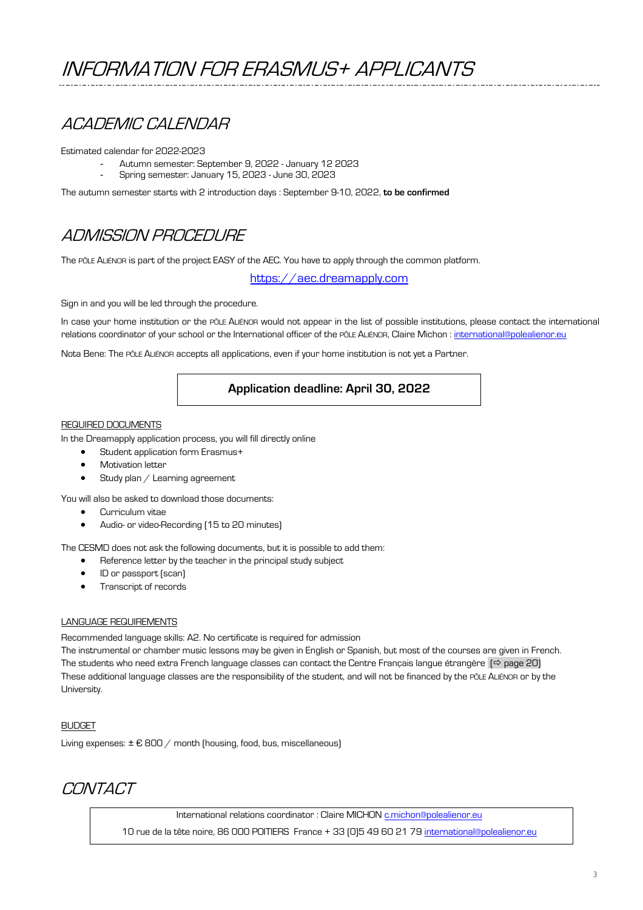# *INFORMATION FOR ERASMUS+ APPLICANTS*

## *ACADEMIC CALENDAR*

Estimated calendar for 2022-2023

- Autumn semester: September 9, 2022 - January 12 2023
- Spring semester: January 15, 2023 - June 30, 2023

The autumn semester starts with 2 introduction days : September 9-10, 2022, **to be confirmed**

## *ADMISSION PROCEDURE*

The PÔLE ALIÉNOR is part of the project EASY of the AEC. You have to apply through the common platform.

https://aec.dreamapply.com

Sign in and you will be led through the procedure.

In case your home institution or the PÔLE ALIÉNOR would not appear in the list of possible institutions, please contact the international relations coordinator of your school or the International officer of the PÔLE ALIÉNOR, Claire Michon : international@polealienor.eu

Nota Bene: The PÔLE ALIÉNOR accepts all applications, even if your home institution is not yet a Partner.

**Application deadline: April 30, 2022**

REQUIRED DOCUMENTS

In the Dreamapply application process, you will fill directly online

- Student application form Erasmus+
- Motivation letter
- Study plan / Learning agreement

You will also be asked to download those documents:

- Curriculum vitae
- Audio- or video-Recording (15 to 20 minutes)

The CESMD does not ask the following documents, but it is possible to add them:

- Reference letter by the teacher in the principal study subject
- ID or passport (scan)
- Transcript of records

LANGUAGE REQUIREMENTS

Recommended language skills: A2. No certificate is required for admission

The instrumental or chamber music lessons may be given in English or Spanish, but most of the courses are given in French.

The students who need extra French language classes can contact the Centre Français langue étrangère (⇨ page 20)

These additional language classes are the responsibility of the student, and will not be financed by the PÔLE ALIÉNOR or by the University.

BUDGET

Living expenses: ± € 800 / month (housing, food, bus, miscellaneous)

## *CONTACT*

International relations coordinator : Claire MICHON c.michon@polealienor.eu

10 rue de la tête noire, 86 000 POITIERS France + 33 (0)5 49 60 21 79 international@polealienor.eu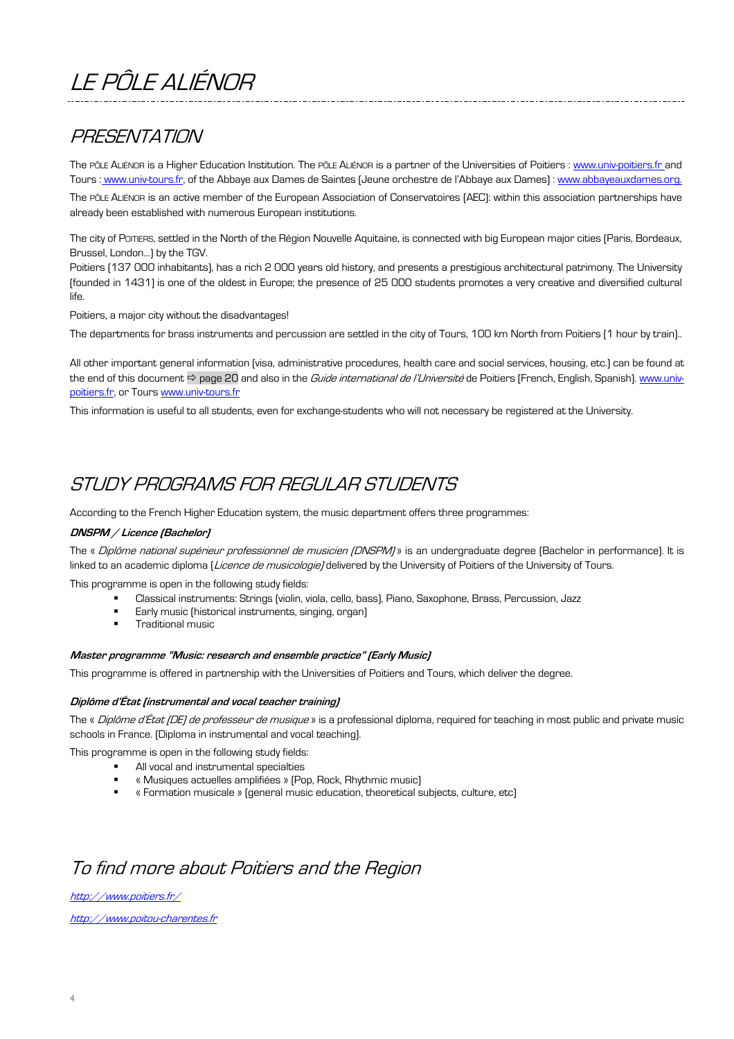# LE PÔLE ALIÉNOR

## PRESENTATION

The PÔLE ALIÉNOR is a Higher Education Institution. The PÔLE ALIÉNOR is a partner of the Universities of Poitiers : www.univ-poitiers.fr and Tours : www.univ-tours.fr, of the Abbaye aux Dames de Saintes (Jeune orchestre de l'Abbaye aux Dames) : www.abbayeauxdames.org.

The PÔLE ALIÉNOR is an active member of the European Association of Conservatoires (AEC): within this association partnerships have already been established with numerous European institutions.

The city of POITIERS, settled in the North of the Région Nouvelle Aquitaine, is connected with big European major cities (Paris, Bordeaux, Brussel, London…) by the TGV.

Poitiers (137 000 inhabitants), has a rich 2 000 years old history, and presents a prestigious architectural patrimony. The University (founded in 1431) is one of the oldest in Europe; the presence of 25 000 students promotes a very creative and diversified cultural life.

Poitiers, a major city without the disadvantages!

The departments for brass instruments and percussion are settled in the city of Tours, 100 km North from Poitiers (1 hour by train)..

All other important general information (visa, administrative procedures, health care and social services, housing, etc.) can be found at the end of this document ⇨ page 20 and also in the *Guide international de l'Université* de Poitiers (French, English, Spanish). www.univ-poitiers.fr, or Tours www.univ-tours.fr

This information is useful to all students, even for exchange-students who will not necessary be registered at the University.

## STUDY PROGRAMS FOR REGULAR STUDENTS

According to the French Higher Education system, the music department offers three programmes:

### DNSPM / Licence (Bachelor)

The « *Diplôme national supérieur professionnel de musicien (DNSPM)* » is an undergraduate degree (Bachelor in performance). It is linked to an academic diploma (*Licence de musicologie)* delivered by the University of Poitiers of the University of Tours.

This programme is open in the following study fields:

- Classical instruments: Strings (violin, viola, cello, bass), Piano, Saxophone, Brass, Percussion, Jazz
- Early music (historical instruments, singing, organ)
- Traditional music

### Master programme "Music: research and ensemble practice" (Early Music)

This programme is offered in partnership with the Universities of Poitiers and Tours, which deliver the degree.

### Diplôme d'État (instrumental and vocal teacher training)

The « *Diplôme d'État (DE) de professeur de musique* » is a professional diploma, required for teaching in most public and private music schools in France. (Diploma in instrumental and vocal teaching).

This programme is open in the following study fields:

- All vocal and instrumental specialties
- « Musiques actuelles amplifiées » (Pop, Rock, Rhythmic music)
- « Formation musicale » (general music education, theoretical subjects, culture, etc)

## To find more about Poitiers and the Region

*http://www.poitiers.fr/*

*http://www.poitou-charentes.fr*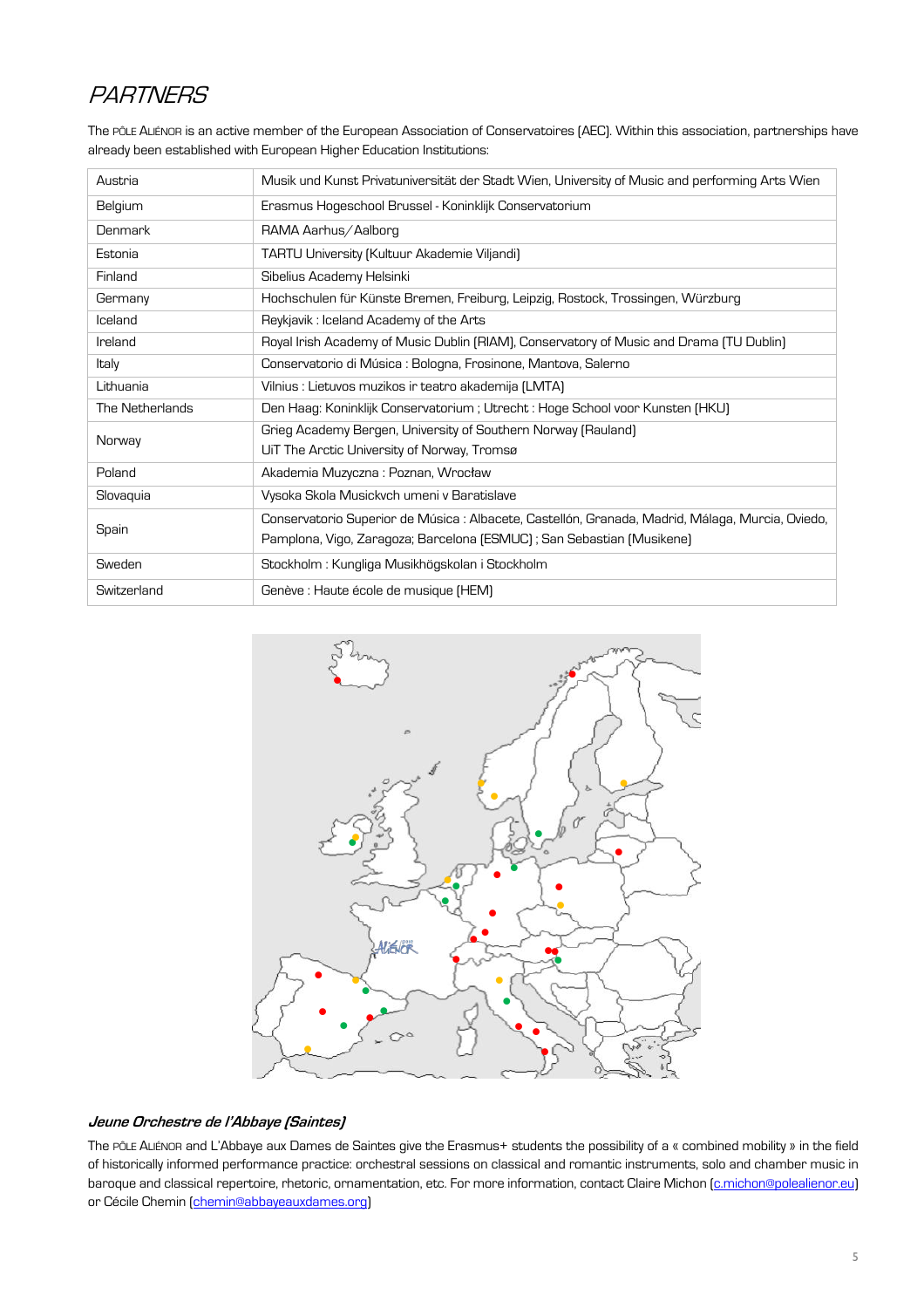# PARTNERS

The PÔLE ALIÉNOR is an active member of the European Association of Conservatoires (AEC). Within this association, partnerships have already been established with European Higher Education Institutions:

| Country | Institutions |
|---|---|
| Austria | Musik und Kunst Privatuniversität der Stadt Wien, University of Music and performing Arts Wien |
| Belgium | Erasmus Hogeschool Brussel - Koninklijk Conservatorium |
| Denmark | RAMA Aarhus/Aalborg |
| Estonia | TARTU University (Kultuur Akademie Viljandi) |
| Finland | Sibelius Academy Helsinki |
| Germany | Hochschulen für Künste Bremen, Freiburg, Leipzig, Rostock, Trossingen, Würzburg |
| Iceland | Reykjavik : Iceland Academy of the Arts |
| Ireland | Royal Irish Academy of Music Dublin (RIAM), Conservatory of Music and Drama (TU Dublin) |
| Italy | Conservatorio di Música : Bologna, Frosinone, Mantova, Salerno |
| Lithuania | Vilnius : Lietuvos muzikos ir teatro akademija (LMTA) |
| The Netherlands | Den Haag: Koninklijk Conservatorium ; Utrecht : Hoge School voor Kunsten (HKU) |
| Norway | Grieg Academy Bergen, University of Southern Norway (Rauland)<br>UiT The Arctic University of Norway, Tromsø |
| Poland | Akademia Muzyczna : Poznan, Wrocław |
| Slovaquia | Vysoka Skola Musickvch umeni v Baratislave |
| Spain | Conservatorio Superior de Música : Albacete, Castellón, Granada, Madrid, Málaga, Murcia, Oviedo, Pamplona, Vigo, Zaragoza; Barcelona (ESMUC) ; San Sebastian (Musikene) |
| Sweden | Stockholm : Kungliga Musikhögskolan i Stockholm |
| Switzerland | Genève : Haute école de musique (HEM) |

### *Jeune Orchestre de l'Abbaye (Saintes)*

The PÔLE ALIÉNOR and L'Abbaye aux Dames de Saintes give the Erasmus+ students the possibility of a « combined mobility » in the field of historically informed performance practice: orchestral sessions on classical and romantic instruments, solo and chamber music in baroque and classical repertoire, rhetoric, ornamentation, etc. For more information, contact Claire Michon (c.michon@polealienor.eu) or Cécile Chemin (chemin@abbayeauxdames.org)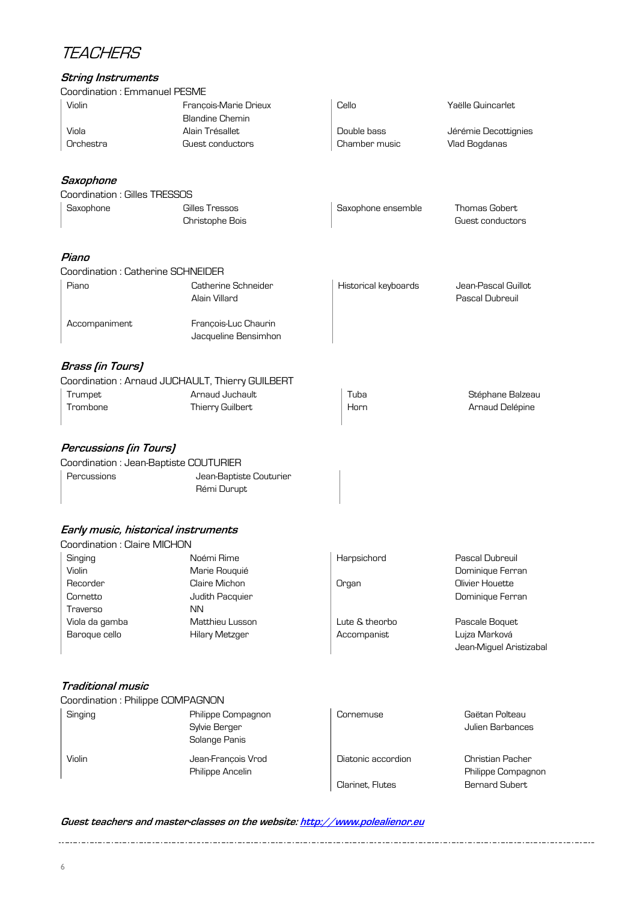# TEACHERS

### *String Instruments*

Coordination : Emmanuel PESME

| | | | |
|---|---|---|---|
| Violin | François-Marie Drieux<br>Blandine Chemin | Cello | Yaëlle Quincarlet |
| Viola | Alain Trésallet | Double bass | Jérémie Decottignies |
| Orchestra | Guest conductors | Chamber music | Vlad Bogdanas |

### *Saxophone*

Coordination : Gilles TRESSOS

| | | | |
|---|---|---|---|
| Saxophone | Gilles Tressos<br>Christophe Bois | Saxophone ensemble | Thomas Gobert<br>Guest conductors |

### *Piano*

Coordination : Catherine SCHNEIDER

| | | | |
|---|---|---|---|
| Piano | Catherine Schneider<br>Alain Villard | Historical keyboards | Jean-Pascal Guillot<br>Pascal Dubreuil |
| Accompaniment | François-Luc Chaurin<br>Jacqueline Bensimhon | | |

### *Brass (in Tours)*

Coordination : Arnaud JUCHAULT, Thierry GUILBERT

| | | | |
|---|---|---|---|
| Trumpet | Arnaud Juchault | Tuba | Stéphane Balzeau |
| Trombone | Thierry Guilbert | Horn | Arnaud Delépine |

### *Percussions (in Tours)*

Coordination : Jean-Baptiste COUTURIER

| | |
|---|---|
| Percussions | Jean-Baptiste Couturier<br>Rémi Durupt |

### *Early music, historical instruments*

Coordination : Claire MICHON

| | | | |
|---|---|---|---|
| Singing | Noémi Rime | Harpsichord | Pascal Dubreuil |
| Violin | Marie Rouquié | | Dominique Ferran |
| Recorder | Claire Michon | Organ | Olivier Houette |
| Cornetto | Judith Pacquier | | Dominique Ferran |
| Traverso | NN | | |
| Viola da gamba | Matthieu Lusson | Lute & theorbo | Pascale Boquet |
| Baroque cello | Hilary Metzger | Accompanist | Lujza Marková<br>Jean-Miguel Aristizabal |

### *Traditional music*

Coordination : Philippe COMPAGNON

| | | | |
|---|---|---|---|
| Singing | Philippe Compagnon<br>Sylvie Berger<br>Solange Panis | Cornemuse | Gaëtan Polteau<br>Julien Barbances |
| Violin | Jean-François Vrod<br>Philippe Ancelin | Diatonic accordion | Christian Pacher<br>Philippe Compagnon |
| | | Clarinet, Flutes | Bernard Subert |

***Guest teachers and master-classes on the website: [http://www.polealienor.eu](http://www.polealienor.eu)***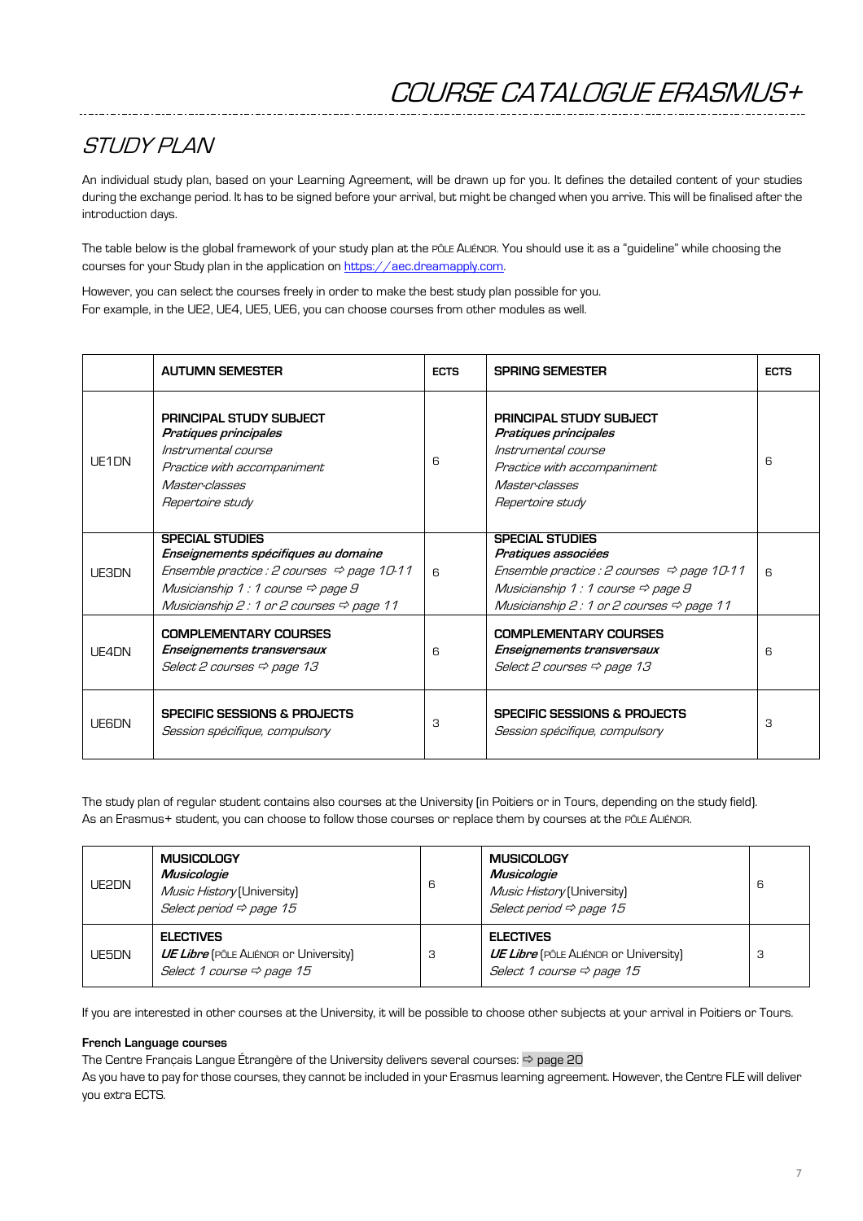# COURSE CATALOGUE ERASMUS+

## STUDY PLAN

An individual study plan, based on your Learning Agreement, will be drawn up for you. It defines the detailed content of your studies during the exchange period. It has to be signed before your arrival, but might be changed when you arrive. This will be finalised after the introduction days.

The table below is the global framework of your study plan at the PÔLE ALIÉNOR. You should use it as a "guideline" while choosing the courses for your Study plan in the application on https://aec.dreamapply.com.

However, you can select the courses freely in order to make the best study plan possible for you.
For example, in the UE2, UE4, UE5, UE6, you can choose courses from other modules as well.

| | AUTUMN SEMESTER | ECTS | SPRING SEMESTER | ECTS |
|---|---|---|---|---|
| UE1DN | **PRINCIPAL STUDY SUBJECT**<br>***Pratiques principales***<br>*Instrumental course*<br>*Practice with accompaniment*<br>*Master-classes*<br>*Repertoire study* | 6 | **PRINCIPAL STUDY SUBJECT**<br>***Pratiques principales***<br>*Instrumental course*<br>*Practice with accompaniment*<br>*Master-classes*<br>*Repertoire study* | 6 |
| UE3DN | **SPECIAL STUDIES**<br>***Enseignements spécifiques au domaine***<br>*Ensemble practice : 2 courses ⇨ page 10-11*<br>*Musicianship 1 : 1 course ⇨ page 9*<br>*Musicianship 2 : 1 or 2 courses ⇨ page 11* | 6 | **SPECIAL STUDIES**<br>***Pratiques associées***<br>*Ensemble practice : 2 courses ⇨ page 10-11*<br>*Musicianship 1 : 1 course ⇨ page 9*<br>*Musicianship 2 : 1 or 2 courses ⇨ page 11* | 6 |
| UE4DN | **COMPLEMENTARY COURSES**<br>***Enseignements transversaux***<br>*Select 2 courses ⇨ page 13* | 6 | **COMPLEMENTARY COURSES**<br>***Enseignements transversaux***<br>*Select 2 courses ⇨ page 13* | 6 |
| UE6DN | **SPECIFIC SESSIONS & PROJECTS**<br>*Session spécifique, compulsory* | 3 | **SPECIFIC SESSIONS & PROJECTS**<br>*Session spécifique, compulsory* | 3 |

The study plan of regular student contains also courses at the University (in Poitiers or in Tours, depending on the study field).
As an Erasmus+ student, you can choose to follow those courses or replace them by courses at the PÔLE ALIÉNOR.

| | | | | |
|---|---|---|---|---|
| UE2DN | **MUSICOLOGY**<br>***Musicologie***<br>*Music History* (University)<br>*Select period ⇨ page 15* | 6 | **MUSICOLOGY**<br>***Musicologie***<br>*Music History* (University)<br>*Select period ⇨ page 15* | 6 |
| UE5DN | **ELECTIVES**<br>***UE Libre*** (PÔLE ALIÉNOR or University)<br>*Select 1 course ⇨ page 15* | 3 | **ELECTIVES**<br>***UE Libre*** (PÔLE ALIÉNOR or University)<br>*Select 1 course ⇨ page 15* | 3 |

If you are interested in other courses at the University, it will be possible to choose other subjects at your arrival in Poitiers or Tours.

**French Language courses**

The Centre Français Langue Étrangère of the University delivers several courses: ⇨ page 20
As you have to pay for those courses, they cannot be included in your Erasmus learning agreement. However, the Centre FLE will deliver you extra ECTS.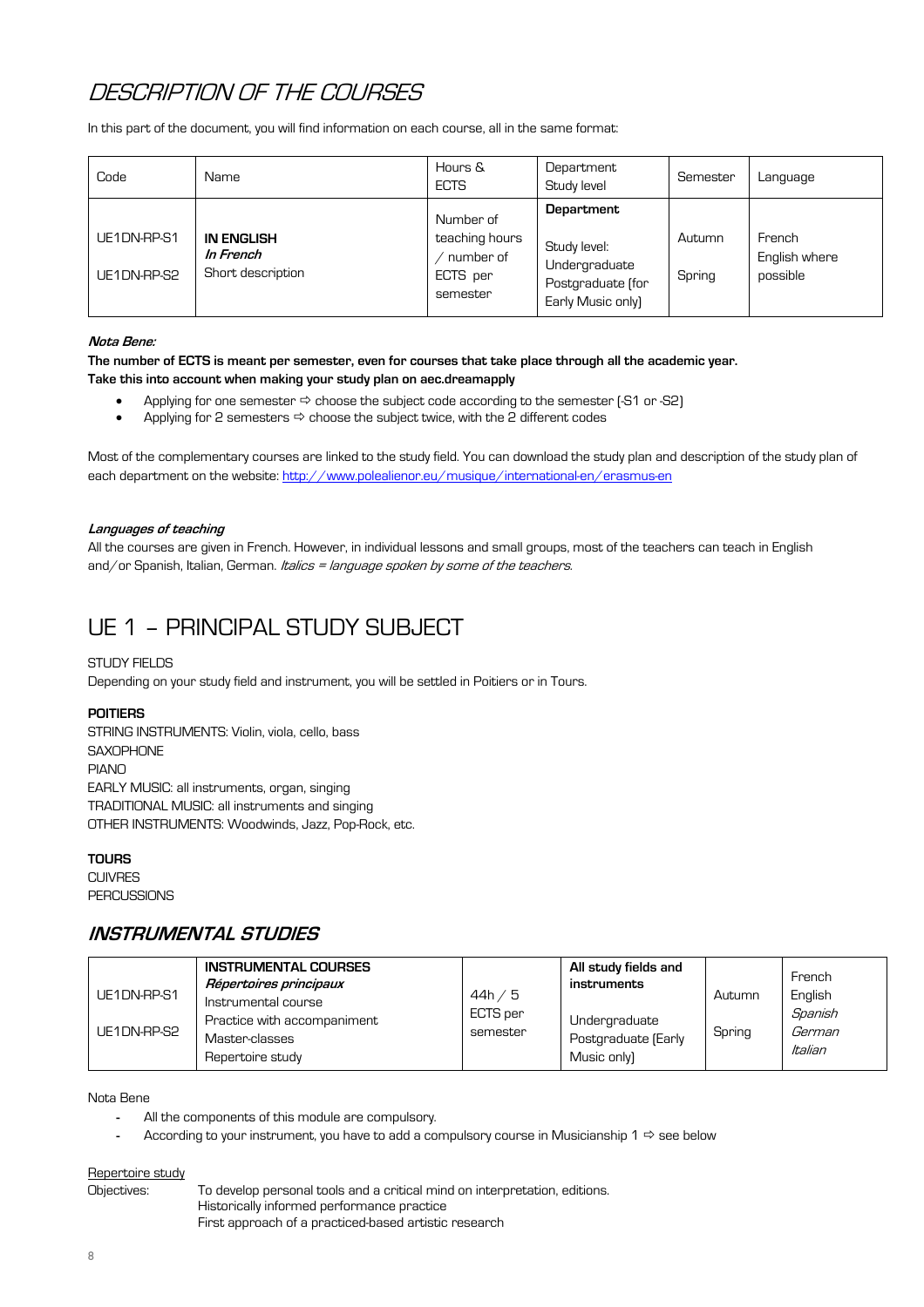# *DESCRIPTION OF THE COURSES*

In this part of the document, you will find information on each course, all in the same format:

| Code | Name | Hours & ECTS | Department Study level | Semester | Language |
|---|---|---|---|---|---|
| UE1DN-RP-S1<br><br>UE1DN-RP-S2 | **IN ENGLISH**<br>***In French***<br>Short description | Number of teaching hours / number of ECTS per semester | **Department**<br><br>Study level: Undergraduate<br>Postgraduate (for Early Music only) | Autumn<br><br>Spring | French<br>English where possible |

***Nota Bene:***

**The number of ECTS is meant per semester, even for courses that take place through all the academic year.**
**Take this into account when making your study plan on aec.dreamapply**

- Applying for one semester ⇨ choose the subject code according to the semester (-S1 or -S2)
- Applying for 2 semesters ⇨ choose the subject twice, with the 2 different codes

Most of the complementary courses are linked to the study field. You can download the study plan and description of the study plan of each department on the website: http://www.polealienor.eu/musique/international-en/erasmus-en

***Languages of teaching***

All the courses are given in French. However, in individual lessons and small groups, most of the teachers can teach in English and/or Spanish, Italian, German. *Italics = language spoken by some of the teachers.*

# UE 1 – PRINCIPAL STUDY SUBJECT

STUDY FIELDS

Depending on your study field and instrument, you will be settled in Poitiers or in Tours.

**POITIERS**

STRING INSTRUMENTS: Violin, viola, cello, bass
SAXOPHONE
PIANO
EARLY MUSIC: all instruments, organ, singing
TRADITIONAL MUSIC: all instruments and singing
OTHER INSTRUMENTS: Woodwinds, Jazz, Pop-Rock, etc.

**TOURS**

CUIVRES
PERCUSSIONS

## *INSTRUMENTAL STUDIES*

| | | | | | |
|---|---|---|---|---|---|
| UE1DN-RP-S1<br><br>UE1DN-RP-S2 | **INSTRUMENTAL COURSES**<br>***Répertoires principaux***<br>Instrumental course<br>Practice with accompaniment<br>Master-classes<br>Repertoire study | 44h / 5 ECTS per semester | **All study fields and instruments**<br><br>Undergraduate<br>Postgraduate (Early Music only) | Autumn<br><br>Spring | French<br>English<br>*Spanish*<br>*German*<br>*Italian* |

Nota Bene

- All the components of this module are compulsory.
- According to your instrument, you have to add a compulsory course in Musicianship 1 ⇨ see below

Repertoire study

Objectives: To develop personal tools and a critical mind on interpretation, editions.
Historically informed performance practice
First approach of a practiced-based artistic research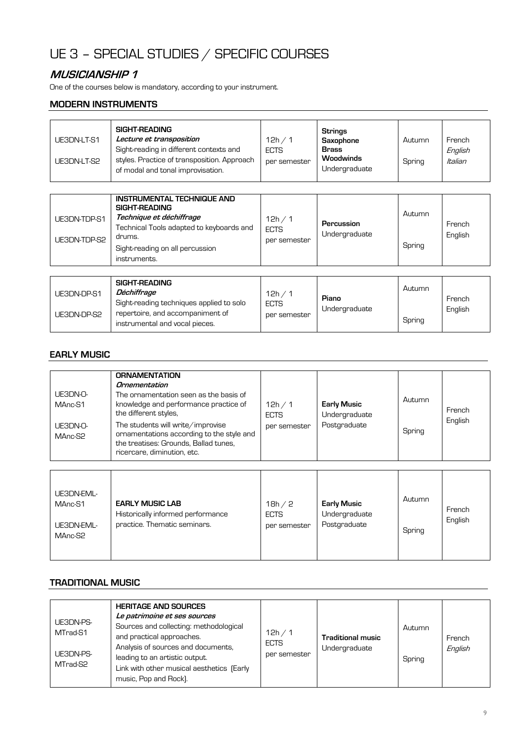# UE 3 – SPECIAL STUDIES / SPECIFIC COURSES

## *MUSICIANSHIP 1*

One of the courses below is mandatory, according to your instrument.

### MODERN INSTRUMENTS

| | | | | | |
|---|---|---|---|---|---|
| UE3DN-LT-S1<br>UE3DN-LT-S2 | **SIGHT-READING**<br>***Lecture et transposition***<br>Sight-reading in different contexts and styles. Practice of transposition. Approach of modal and tonal improvisation. | 12h / 1 ECTS per semester | **Strings**<br>**Saxophone**<br>**Brass**<br>**Woodwinds**<br>Undergraduate | Autumn<br>Spring | French<br>*English*<br>*Italian* |

| | | | | | |
|---|---|---|---|---|---|
| UE3DN-TDP-S1<br>UE3DN-TDP-S2 | **INSTRUMENTAL TECHNIQUE AND SIGHT-READING**<br>***Technique et déchiffrage***<br>Technical Tools adapted to keyboards and drums.<br>Sight-reading on all percussion instruments. | 12h / 1 ECTS per semester | **Percussion**<br>Undergraduate | Autumn<br>Spring | French<br>English |

| | | | | | |
|---|---|---|---|---|---|
| UE3DN-DP-S1<br>UE3DN-DP-S2 | **SIGHT-READING**<br>***Déchiffrage***<br>Sight-reading techniques applied to solo repertoire, and accompaniment of instrumental and vocal pieces. | 12h / 1 ECTS per semester | **Piano**<br>Undergraduate | Autumn<br>Spring | French<br>English |

### EARLY MUSIC

| | | | | | |
|---|---|---|---|---|---|
| UE3DN-O-MAnc-S1<br>UE3DN-O-MAnc-S2 | **ORNAMENTATION**<br>***Ornementation***<br>The ornamentation seen as the basis of knowledge and performance practice of the different styles,<br>The students will write/improvise ornamentations according to the style and the treatises: Grounds, Ballad tunes, ricercare, diminution, etc. | 12h / 1 ECTS per semester | **Early Music**<br>Undergraduate<br>Postgraduate | Autumn<br>Spring | French<br>English |

| | | | | | |
|---|---|---|---|---|---|
| UE3DN-EML-MAnc-S1<br>UE3DN-EML-MAnc-S2 | **EARLY MUSIC LAB**<br>Historically informed performance practice. Thematic seminars. | 18h / 2 ECTS per semester | **Early Music**<br>Undergraduate<br>Postgraduate | Autumn<br>Spring | French<br>English |

### TRADITIONAL MUSIC

| | | | | | |
|---|---|---|---|---|---|
| UE3DN-PS-MTrad-S1<br>UE3DN-PS-MTrad-S2 | **HERITAGE AND SOURCES**<br>***Le patrimoine et ses sources***<br>Sources and collecting: methodological and practical approaches.<br>Analysis of sources and documents, leading to an artistic output.<br>Link with other musical aesthetics (Early music, Pop and Rock). | 12h / 1 ECTS per semester | **Traditional music**<br>Undergraduate | Autumn<br>Spring | French<br>*English* |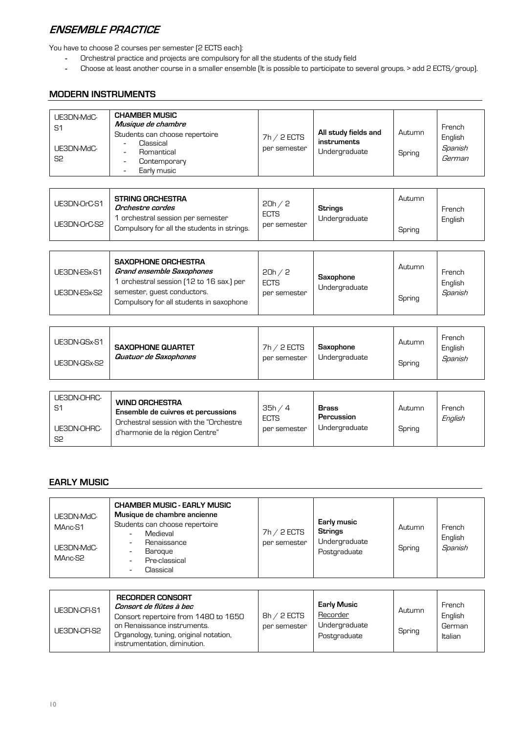## *ENSEMBLE PRACTICE*

You have to choose 2 courses per semester (2 ECTS each):

- Orchestral practice and projects are compulsory for all the students of the study field
- Choose at least another course in a smaller ensemble (It is possible to participate to several groups. > add 2 ECTS/group).

### MODERN INSTRUMENTS

| Code | Course | Hours / ECTS | Study field | Semester | Language |
|---|---|---|---|---|---|
| UE3DN-MdC-S1<br>UE3DN-MdC-S2 | **CHAMBER MUSIC**<br>***Musique de chambre***<br>Students can choose repertoire<br>- Classical<br>- Romantical<br>- Contemporary<br>- Early music | 7h / 2 ECTS per semester | **All study fields and instruments**<br>Undergraduate | Autumn<br>Spring | French<br>English<br>*Spanish*<br>*German* |
| UE3DN-OrC-S1<br>UE3DN-OrC-S2 | **STRING ORCHESTRA**<br>***Orchestre cordes***<br>1 orchestral session per semester<br>Compulsory for all the students in strings. | 20h / 2 ECTS per semester | **Strings**<br>Undergraduate | Autumn<br>Spring | French<br>English |
| UE3DN-ESx-S1<br>UE3DN-ESx-S2 | **SAXOPHONE ORCHESTRA**<br>***Grand ensemble Saxophones***<br>1 orchestral session (12 to 16 sax.) per semester, guest conductors.<br>Compulsory for all students in saxophone | 20h / 2 ECTS per semester | **Saxophone**<br>Undergraduate | Autumn<br>Spring | French<br>English<br>*Spanish* |
| UE3DN-QSx-S1<br>UE3DN-QSx-S2 | **SAXOPHONE QUARTET**<br>***Quatuor de Saxophones*** | 7h / 2 ECTS per semester | **Saxophone**<br>Undergraduate | Autumn<br>Spring | French<br>English<br>*Spanish* |
| UE3DN-OHRC-S1<br>UE3DN-OHRC-S2 | **WIND ORCHESTRA**<br>**Ensemble de cuivres et percussions**<br>Orchestral session with the "Orchestre d'harmonie de la région Centre" | 35h / 4 ECTS per semester | **Brass**<br>**Percussion**<br>Undergraduate | Autumn<br>Spring | French<br>*English* |

### EARLY MUSIC

| Code | Course | Hours / ECTS | Study field | Semester | Language |
|---|---|---|---|---|---|
| UE3DN-MdC-MAnc-S1<br>UE3DN-MdC-MAnc-S2 | **CHAMBER MUSIC - EARLY MUSIC**<br>**Musique de chambre ancienne**<br>Students can choose repertoire<br>- Medieval<br>- Renaissance<br>- Baroque<br>- Pre-classical<br>- Classical | 7h / 2 ECTS per semester | **Early music**<br>**Strings**<br>Undergraduate<br>Postgraduate | Autumn<br>Spring | French<br>English<br>*Spanish* |
| UE3DN-CFl-S1<br>UE3DN-CFl-S2 | **RECORDER CONSORT**<br>***Consort de flûtes à bec***<br>Consort repertoire from 1480 to 1650 on Renaissance instruments.<br>Organology, tuning, original notation, instrumentation, diminution. | 8h / 2 ECTS per semester | **Early Music**<br>Recorder<br>Undergraduate<br>Postgraduate | Autumn<br>Spring | French<br>English<br>German<br>Italian |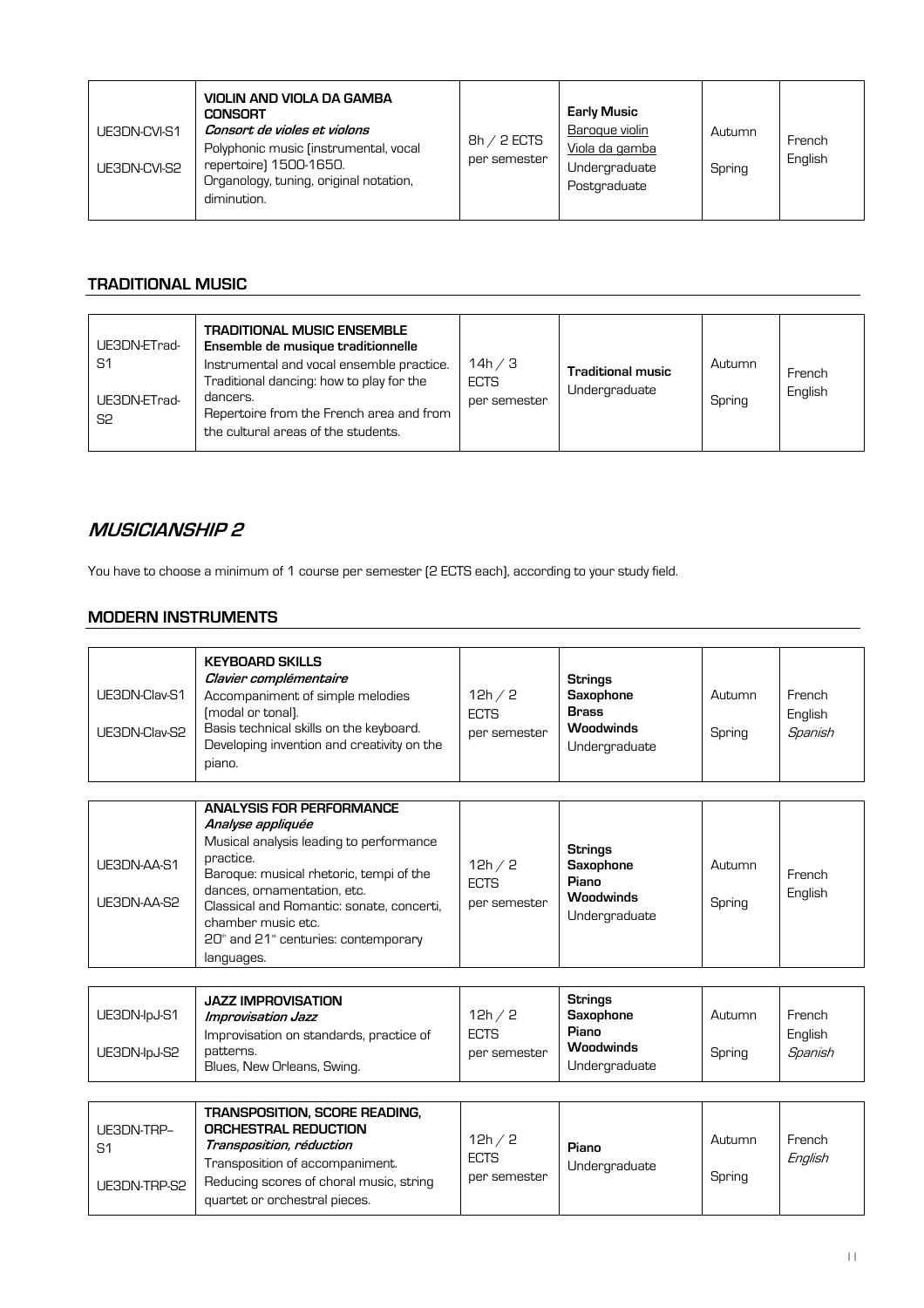| | | | | | |
|---|---|---|---|---|---|
| UE3DN-CVI-S1<br>UE3DN-CVI-S2 | **VIOLIN AND VIOLA DA GAMBA CONSORT**<br>***Consort de violes et violons***<br>Polyphonic music (instrumental, vocal repertoire) 1500-1650.<br>Organology, tuning, original notation, diminution. | 8h / 2 ECTS per semester | **Early Music**<br>Baroque violin<br>Viola da gamba<br>Undergraduate<br>Postgraduate | Autumn<br>Spring | French<br>English |

## TRADITIONAL MUSIC

| | | | | | |
|---|---|---|---|---|---|
| UE3DN-ETrad-S1<br>UE3DN-ETrad-S2 | **TRADITIONAL MUSIC ENSEMBLE**<br>**Ensemble de musique traditionnelle**<br>Instrumental and vocal ensemble practice.<br>Traditional dancing: how to play for the dancers.<br>Repertoire from the French area and from the cultural areas of the students. | 14h / 3 ECTS per semester | **Traditional music**<br>Undergraduate | Autumn<br>Spring | French<br>English |

# *MUSICIANSHIP 2*

You have to choose a minimum of 1 course per semester (2 ECTS each), according to your study field.

## MODERN INSTRUMENTS

| | | | | | |
|---|---|---|---|---|---|
| UE3DN-Clav-S1<br>UE3DN-Clav-S2 | **KEYBOARD SKILLS**<br>***Clavier complémentaire***<br>Accompaniment of simple melodies (modal or tonal).<br>Basis technical skills on the keyboard.<br>Developing invention and creativity on the piano. | 12h / 2 ECTS per semester | **Strings**<br>**Saxophone**<br>**Brass**<br>**Woodwinds**<br>Undergraduate | Autumn<br>Spring | French<br>English<br>*Spanish* |
| UE3DN-AA-S1<br>UE3DN-AA-S2 | **ANALYSIS FOR PERFORMANCE**<br>***Analyse appliquée***<br>Musical analysis leading to performance practice.<br>Baroque: musical rhetoric, tempi of the dances, ornamentation, etc.<br>Classical and Romantic: sonate, concerti, chamber music etc.<br>20th and 21st centuries: contemporary languages. | 12h / 2 ECTS per semester | **Strings**<br>**Saxophone**<br>**Piano**<br>**Woodwinds**<br>Undergraduate | Autumn<br>Spring | French<br>English |
| UE3DN-IpJ-S1<br>UE3DN-IpJ-S2 | **JAZZ IMPROVISATION**<br>***Improvisation Jazz***<br>Improvisation on standards, practice of patterns.<br>Blues, New Orleans, Swing. | 12h / 2 ECTS per semester | **Strings**<br>**Saxophone**<br>**Piano**<br>**Woodwinds**<br>Undergraduate | Autumn<br>Spring | French<br>English<br>*Spanish* |
| UE3DN-TRP--S1<br>UE3DN-TRP-S2 | **TRANSPOSITION, SCORE READING, ORCHESTRAL REDUCTION**<br>***Transposition, réduction***<br>Transposition of accompaniment.<br>Reducing scores of choral music, string quartet or orchestral pieces. | 12h / 2 ECTS per semester | **Piano**<br>Undergraduate | Autumn<br>Spring | French<br>*English* |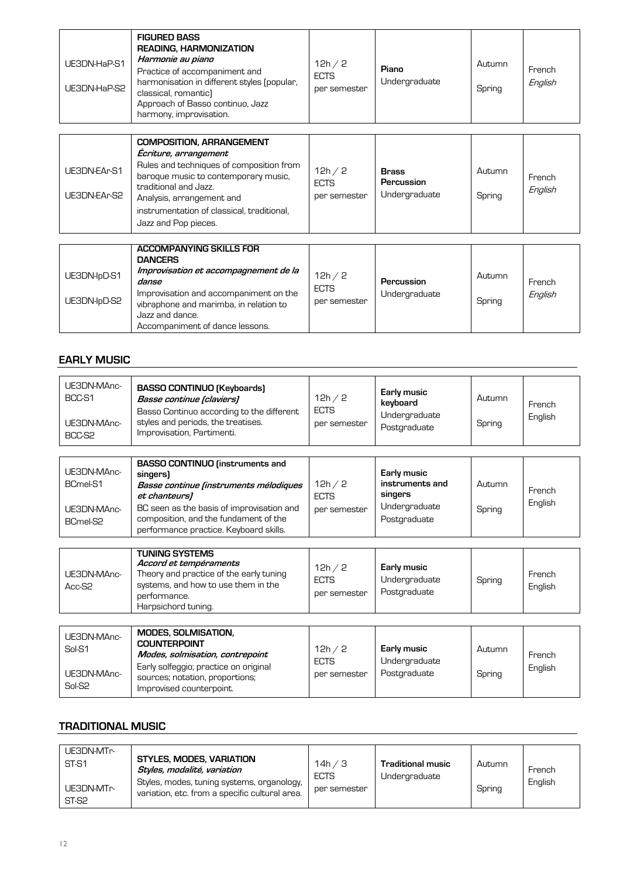| | | | | | |
|---|---|---|---|---|---|
| UE3DN-HaP-S1<br>UE3DN-HaP-S2 | **FIGURED BASS READING, HARMONIZATION**<br>***Harmonie au piano***<br>Practice of accompaniment and harmonisation in different styles (popular, classical, romantic)<br>Approach of Basso continuo, Jazz harmony, improvisation. | 12h / 2 ECTS per semester | **Piano**<br>Undergraduate | Autumn<br>Spring | French<br>*English* |

| | | | | | |
|---|---|---|---|---|---|
| UE3DN-EAr-S1<br>UE3DN-EAr-S2 | **COMPOSITION, ARRANGEMENT**<br>***Écriture, arrangement***<br>Rules and techniques of composition from baroque music to contemporary music, traditional and Jazz.<br>Analysis, arrangement and instrumentation of classical, traditional, Jazz and Pop pieces. | 12h / 2 ECTS per semester | **Brass**<br>**Percussion**<br>Undergraduate | Autumn<br>Spring | French<br>*English* |

| | | | | | |
|---|---|---|---|---|---|
| UE3DN-IpD-S1<br>UE3DN-IpD-S2 | **ACCOMPANYING SKILLS FOR DANCERS**<br>***Improvisation et accompagnement de la danse***<br>Improvisation and accompaniment on the vibraphone and marimba, in relation to Jazz and dance.<br>Accompaniment of dance lessons. | 12h / 2 ECTS per semester | **Percussion**<br>Undergraduate | Autumn<br>Spring | French<br>*English* |

## EARLY MUSIC

| | | | | | |
|---|---|---|---|---|---|
| UE3DN-MAnc-BCC-S1<br>UE3DN-MAnc-BCC-S2 | **BASSO CONTINUO (Keyboards)**<br>***Basse continue (claviers)***<br>Basso Continuo according to the different styles and periods, the treatises.<br>Improvisation, Partimenti. | 12h / 2 ECTS per semester | **Early music keyboard**<br>Undergraduate<br>Postgraduate | Autumn<br>Spring | French<br>English |

| | | | | | |
|---|---|---|---|---|---|
| UE3DN-MAnc-BCmel-S1<br>UE3DN-MAnc-BCmel-S2 | **BASSO CONTINUO (instruments and singers)**<br>***Basse continue (instruments mélodiques et chanteurs)***<br>BC seen as the basis of improvisation and composition, and the fundament of the performance practice. Keyboard skills. | 12h / 2 ECTS per semester | **Early music instruments and singers**<br>Undergraduate<br>Postgraduate | Autumn<br>Spring | French<br>English |

| | | | | | |
|---|---|---|---|---|---|
| UE3DN-MAnc-Acc-S2 | **TUNING SYSTEMS**<br>***Accord et tempéraments***<br>Theory and practice of the early tuning systems, and how to use them in the performance.<br>Harpsichord tuning. | 12h / 2 ECTS per semester | **Early music**<br>Undergraduate<br>Postgraduate | Spring | French<br>English |

| | | | | | |
|---|---|---|---|---|---|
| UE3DN-MAnc-Sol-S1<br>UE3DN-MAnc-Sol-S2 | **MODES, SOLMISATION, COUNTERPOINT**<br>***Modes, solmisation, contrepoint***<br>Early solfeggio; practice on original sources; notation, proportions;<br>Improvised counterpoint. | 12h / 2 ECTS per semester | **Early music**<br>Undergraduate<br>Postgraduate | Autumn<br>Spring | French<br>English |

## TRADITIONAL MUSIC

| | | | | | |
|---|---|---|---|---|---|
| UE3DN-MTr-ST-S1<br>UE3DN-MTr-ST-S2 | **STYLES, MODES, VARIATION**<br>***Styles, modalité, variation***<br>Styles, modes, tuning systems, organology, variation, etc. from a specific cultural area. | 14h / 3 ECTS per semester | **Traditional music**<br>Undergraduate | Autumn<br>Spring | French<br>English |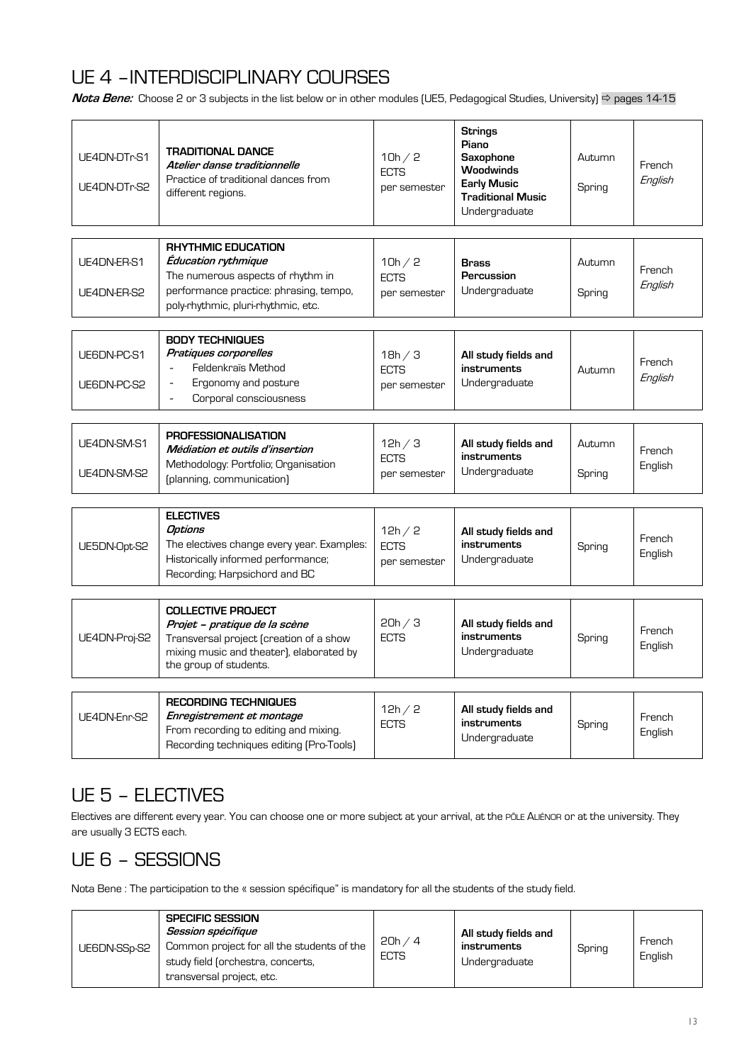# UE 4 – INTERDISCIPLINARY COURSES

***Nota Bene:*** Choose 2 or 3 subjects in the list below or in other modules (UE5, Pedagogical Studies, University) ⇨ pages 14-15

| Code | Course | Hours / ECTS | Study fields | Semester | Language |
|---|---|---|---|---|---|
| UE4DN-DTr-S1<br>UE4DN-DTr-S2 | **TRADITIONAL DANCE**<br>***Atelier danse traditionnelle***<br>Practice of traditional dances from different regions. | 10h / 2 ECTS per semester | **Strings**<br>**Piano**<br>**Saxophone**<br>**Woodwinds**<br>**Early Music**<br>**Traditional Music**<br>Undergraduate | Autumn<br>Spring | French<br>*English* |
| UE4DN-ER-S1<br>UE4DN-ER-S2 | **RHYTHMIC EDUCATION**<br>***Éducation rythmique***<br>The numerous aspects of rhythm in performance practice: phrasing, tempo, poly-rhythmic, pluri-rhythmic, etc. | 10h / 2 ECTS per semester | **Brass**<br>**Percussion**<br>Undergraduate | Autumn<br>Spring | French<br>*English* |
| UE6DN-PC-S1<br>UE6DN-PC-S2 | **BODY TECHNIQUES**<br>***Pratiques corporelles***<br>- Feldenkraïs Method<br>- Ergonomy and posture<br>- Corporal consciousness | 18h / 3 ECTS per semester | **All study fields and instruments**<br>Undergraduate | Autumn | French<br>*English* |
| UE4DN-SM-S1<br>UE4DN-SM-S2 | **PROFESSIONALISATION**<br>***Médiation et outils d'insertion***<br>Methodology: Portfolio; Organisation (planning, communication) | 12h / 3 ECTS per semester | **All study fields and instruments**<br>Undergraduate | Autumn<br>Spring | French<br>English |
| UE5DN-Opt-S2 | **ELECTIVES**<br>***Options***<br>The electives change every year. Examples: Historically informed performance; Recording; Harpsichord and BC | 12h / 2 ECTS per semester | **All study fields and instruments**<br>Undergraduate | Spring | French<br>English |
| UE4DN-Proj-S2 | **COLLECTIVE PROJECT**<br>***Projet – pratique de la scène***<br>Transversal project (creation of a show mixing music and theater), elaborated by the group of students. | 20h / 3 ECTS | **All study fields and instruments**<br>Undergraduate | Spring | French<br>English |
| UE4DN-Enr-S2 | **RECORDING TECHNIQUES**<br>***Enregistrement et montage***<br>From recording to editing and mixing. Recording techniques editing (Pro-Tools) | 12h / 2 ECTS | **All study fields and instruments**<br>Undergraduate | Spring | French<br>English |

# UE 5 – ELECTIVES

Electives are different every year. You can choose one or more subject at your arrival, at the PÔLE ALIÉNOR or at the university. They are usually 3 ECTS each.

# UE 6 – SESSIONS

Nota Bene : The participation to the « session spécifique" is mandatory for all the students of the study field.

| Code | Course | Hours / ECTS | Study fields | Semester | Language |
|---|---|---|---|---|---|
| UE6DN-SSp-S2 | **SPECIFIC SESSION**<br>***Session spécifique***<br>Common project for all the students of the study field (orchestra, concerts, transversal project, etc. | 20h / 4 ECTS | **All study fields and instruments**<br>Undergraduate | Spring | French<br>English |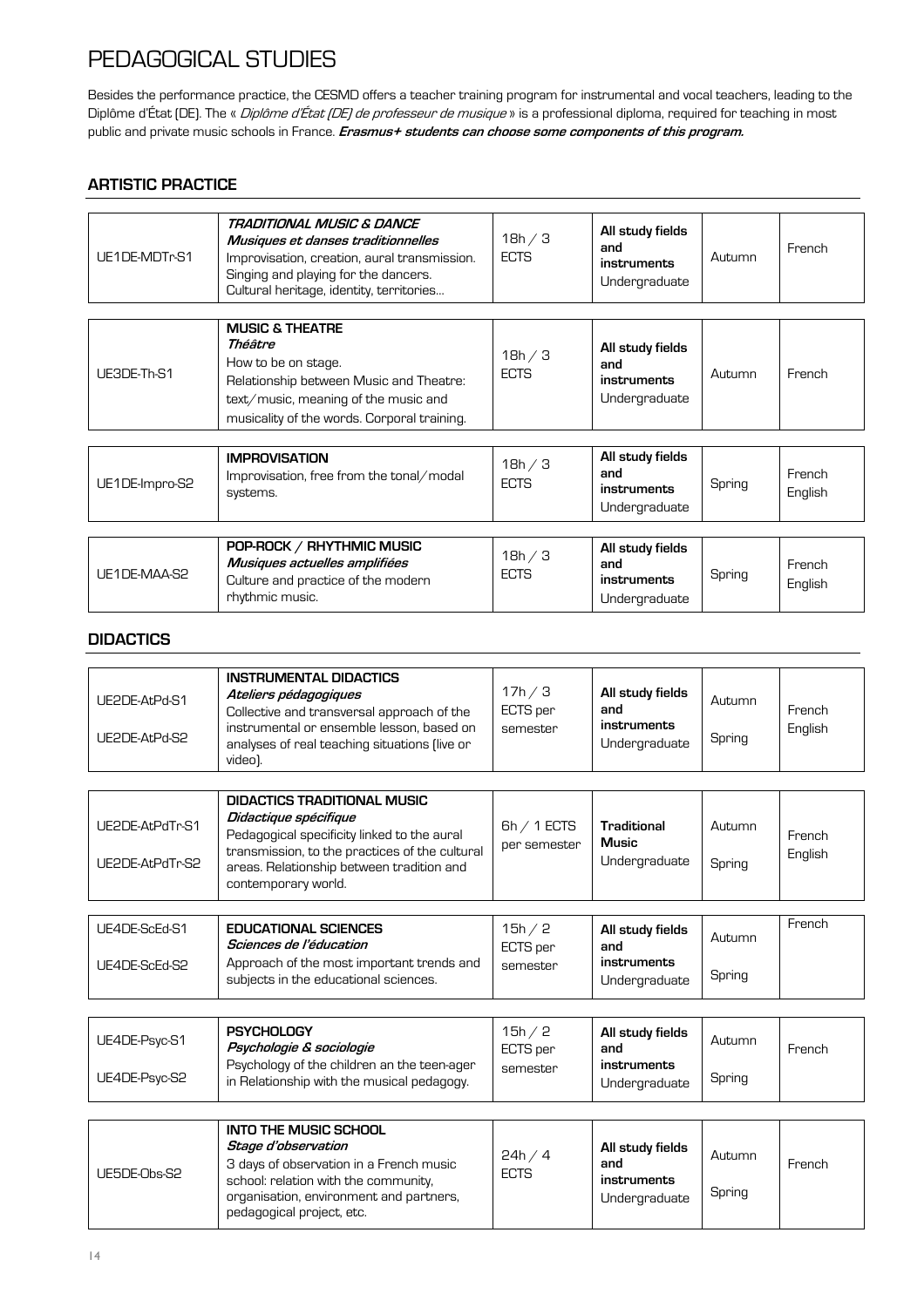# PEDAGOGICAL STUDIES

Besides the performance practice, the CESMD offers a teacher training program for instrumental and vocal teachers, leading to the Diplôme d'État (DE). The « *Diplôme d'État (DE) de professeur de musique* » is a professional diploma, required for teaching in most public and private music schools in France. ***Erasmus+ students can choose some components of this program.***

## ARTISTIC PRACTICE

| Code | Course | Hours / ECTS | Study fields | Semester | Language |
|---|---|---|---|---|---|
| UE1DE-MDTr-S1 | ***TRADITIONAL MUSIC & DANCE*** <br> ***Musiques et danses traditionnelles*** <br> Improvisation, creation, aural transmission. Singing and playing for the dancers. Cultural heritage, identity, territories... | 18h / 3 ECTS | **All study fields and instruments** Undergraduate | Autumn | French |
| UE3DE-Th-S1 | **MUSIC & THEATRE** <br> ***Théâtre*** <br> How to be on stage. Relationship between Music and Theatre: text/music, meaning of the music and musicality of the words. Corporal training. | 18h / 3 ECTS | **All study fields and instruments** Undergraduate | Autumn | French |
| UE1DE-Impro-S2 | **IMPROVISATION** <br> Improvisation, free from the tonal/modal systems. | 18h / 3 ECTS | **All study fields and instruments** Undergraduate | Spring | French English |
| UE1DE-MAA-S2 | **POP-ROCK / RHYTHMIC MUSIC** <br> ***Musiques actuelles amplifiées*** <br> Culture and practice of the modern rhythmic music. | 18h / 3 ECTS | **All study fields and instruments** Undergraduate | Spring | French English |

## DIDACTICS

| Code | Course | Hours / ECTS | Study fields | Semester | Language |
|---|---|---|---|---|---|
| UE2DE-AtPd-S1 <br> UE2DE-AtPd-S2 | **INSTRUMENTAL DIDACTICS** <br> ***Ateliers pédagogiques*** <br> Collective and transversal approach of the instrumental or ensemble lesson, based on analyses of real teaching situations (live or video). | 17h / 3 ECTS per semester | **All study fields and instruments** Undergraduate | Autumn <br> Spring | French English |
| UE2DE-AtPdTr-S1 <br> UE2DE-AtPdTr-S2 | **DIDACTICS TRADITIONAL MUSIC** <br> ***Didactique spécifique*** <br> Pedagogical specificity linked to the aural transmission, to the practices of the cultural areas. Relationship between tradition and contemporary world. | 6h / 1 ECTS per semester | **Traditional Music** Undergraduate | Autumn <br> Spring | French English |
| UE4DE-ScEd-S1 <br> UE4DE-ScEd-S2 | **EDUCATIONAL SCIENCES** <br> ***Sciences de l'éducation*** <br> Approach of the most important trends and subjects in the educational sciences. | 15h / 2 ECTS per semester | **All study fields and instruments** Undergraduate | Autumn <br> Spring | French |
| UE4DE-Psyc-S1 <br> UE4DE-Psyc-S2 | **PSYCHOLOGY** <br> ***Psychologie & sociologie*** <br> Psychology of the children an the teen-ager in Relationship with the musical pedagogy. | 15h / 2 ECTS per semester | **All study fields and instruments** Undergraduate | Autumn <br> Spring | French |
| UE5DE-Obs-S2 | **INTO THE MUSIC SCHOOL** <br> ***Stage d'observation*** <br> 3 days of observation in a French music school: relation with the community, organisation, environment and partners, pedagogical project, etc. | 24h / 4 ECTS | **All study fields and instruments** Undergraduate | Autumn <br> Spring | French |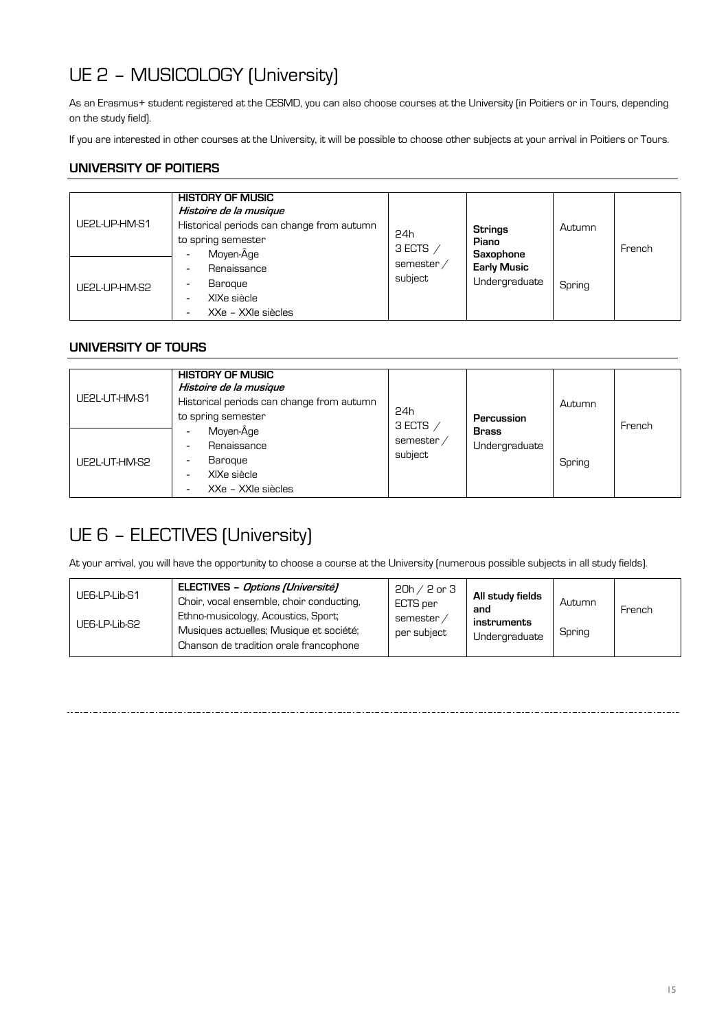# UE 2 – MUSICOLOGY (University)

As an Erasmus+ student registered at the CESMD, you can also choose courses at the University (in Poitiers or in Tours, depending on the study field).

If you are interested in other courses at the University, it will be possible to choose other subjects at your arrival in Poitiers or Tours.

### UNIVERSITY OF POITIERS

| | | | | | |
|---|---|---|---|---|---|
| UE2L-UP-HM-S1 | **HISTORY OF MUSIC** *Histoire de la musique* Historical periods can change from autumn to spring semester - Moyen-Âge - Renaissance - Baroque - XIXe siècle - XXe – XXIe siècles | 24h 3 ECTS / semester / subject | **Strings** **Piano** **Saxophone** **Early Music** Undergraduate | Autumn | French |
| UE2L-UP-HM-S2 | | | | Spring | |

### UNIVERSITY OF TOURS

| | | | | | |
|---|---|---|---|---|---|
| UE2L-UT-HM-S1 | **HISTORY OF MUSIC** *Histoire de la musique* Historical periods can change from autumn to spring semester - Moyen-Âge - Renaissance - Baroque - XIXe siècle - XXe – XXIe siècles | 24h 3 ECTS / semester / subject | **Percussion** **Brass** Undergraduate | Autumn | French |
| UE2L-UT-HM-S2 | | | | Spring | |

# UE 6 – ELECTIVES (University)

At your arrival, you will have the opportunity to choose a course at the University (numerous possible subjects in all study fields).

| | | | | | |
|---|---|---|---|---|---|
| UE6-LP-Lib-S1 | **ELECTIVES –** ***Options (Université)*** Choir, vocal ensemble, choir conducting, Ethno-musicology, Acoustics, Sport; Musiques actuelles; Musique et société; Chanson de tradition orale francophone | 20h / 2 or 3 ECTS per semester / per subject | **All study fields and instruments** Undergraduate | Autumn | French |
| UE6-LP-Lib-S2 | | | | Spring | |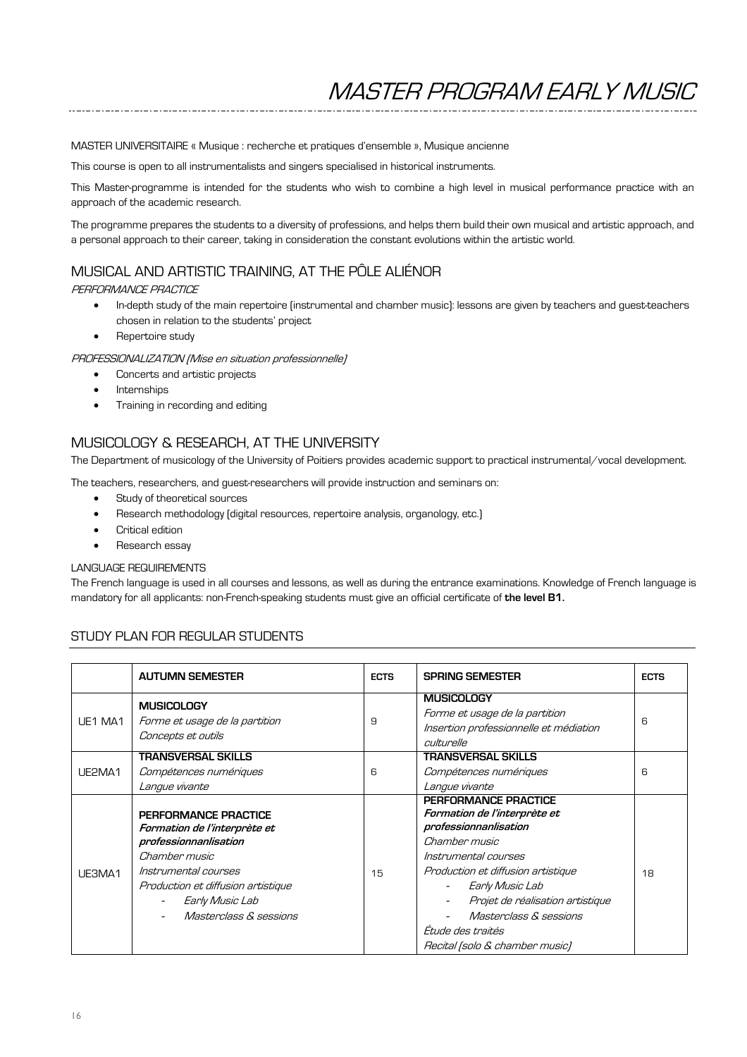# MASTER PROGRAM EARLY MUSIC

MASTER UNIVERSITAIRE « Musique : recherche et pratiques d'ensemble », Musique ancienne

This course is open to all instrumentalists and singers specialised in historical instruments.

This Master-programme is intended for the students who wish to combine a high level in musical performance practice with an approach of the academic research.

The programme prepares the students to a diversity of professions, and helps them build their own musical and artistic approach, and a personal approach to their career, taking in consideration the constant evolutions within the artistic world.

## MUSICAL AND ARTISTIC TRAINING, AT THE PÔLE ALIÉNOR

*PERFORMANCE PRACTICE*

- In-depth study of the main repertoire (instrumental and chamber music): lessons are given by teachers and guest-teachers chosen in relation to the students' project
- Repertoire study

*PROFESSIONALIZATION (Mise en situation professionnelle)*

- Concerts and artistic projects
- Internships
- Training in recording and editing

## MUSICOLOGY & RESEARCH, AT THE UNIVERSITY

The Department of musicology of the University of Poitiers provides academic support to practical instrumental/vocal development.

The teachers, researchers, and guest-researchers will provide instruction and seminars on:

- Study of theoretical sources
- Research methodology (digital resources, repertoire analysis, organology, etc.)
- Critical edition
- Research essay

LANGUAGE REQUIREMENTS

The French language is used in all courses and lessons, as well as during the entrance examinations. Knowledge of French language is mandatory for all applicants: non-French-speaking students must give an official certificate of **the level B1.**

## STUDY PLAN FOR REGULAR STUDENTS

| | AUTUMN SEMESTER | ECTS | SPRING SEMESTER | ECTS |
|---|---|---|---|---|
| UE1 MA1 | **MUSICOLOGY**<br>*Forme et usage de la partition*<br>*Concepts et outils* | 9 | **MUSICOLOGY**<br>*Forme et usage de la partition*<br>*Insertion professionnelle et médiation culturelle* | 6 |
| UE2MA1 | **TRANSVERSAL SKILLS**<br>*Compétences numériques*<br>*Langue vivante* | 6 | **TRANSVERSAL SKILLS**<br>*Compétences numériques*<br>*Langue vivante* | 6 |
| UE3MA1 | **PERFORMANCE PRACTICE**<br>***Formation de l'interprète et professionnanlisation***<br>*Chamber music*<br>*Instrumental courses*<br>*Production et diffusion artistique*<br>- *Early Music Lab*<br>- *Masterclass & sessions* | 15 | **PERFORMANCE PRACTICE**<br>***Formation de l'interprète et professionnanlisation***<br>*Chamber music*<br>*Instrumental courses*<br>*Production et diffusion artistique*<br>- *Early Music Lab*<br>- *Projet de réalisation artistique*<br>- *Masterclass & sessions*<br>*Étude des traités*<br>*Recital (solo & chamber music)* | 18 |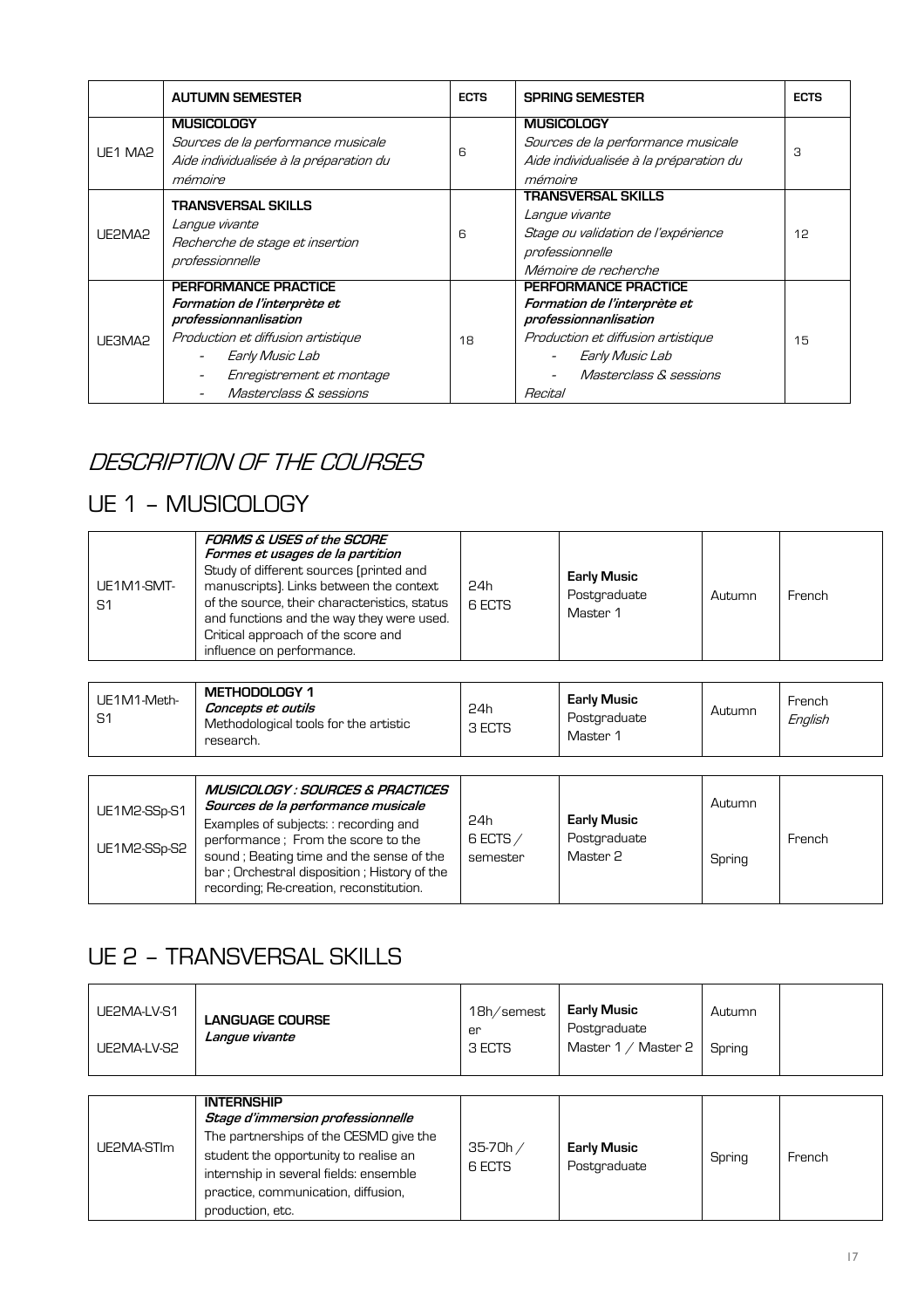| | AUTUMN SEMESTER | ECTS | SPRING SEMESTER | ECTS |
|---|---|---|---|---|
| UE1 MA2 | **MUSICOLOGY**<br>*Sources de la performance musicale*<br>*Aide individualisée à la préparation du mémoire* | 6 | **MUSICOLOGY**<br>*Sources de la performance musicale*<br>*Aide individualisée à la préparation du mémoire* | 3 |
| UE2MA2 | **TRANSVERSAL SKILLS**<br>*Langue vivante*<br>*Recherche de stage et insertion professionnelle* | 6 | **TRANSVERSAL SKILLS**<br>*Langue vivante*<br>*Stage ou validation de l'expérience professionnelle*<br>*Mémoire de recherche* | 12 |
| UE3MA2 | **PERFORMANCE PRACTICE**<br>***Formation de l'interprète et professionnanlisation***<br>*Production et diffusion artistique*<br>- *Early Music Lab*<br>- *Enregistrement et montage*<br>- *Masterclass & sessions* | 18 | **PERFORMANCE PRACTICE**<br>***Formation de l'interprète et professionnanlisation***<br>*Production et diffusion artistique*<br>- *Early Music Lab*<br>- *Masterclass & sessions*<br>*Recital* | 15 |

# *DESCRIPTION OF THE COURSES*

## UE 1 – MUSICOLOGY

| | | | | | |
|---|---|---|---|---|---|
| UE1M1-SMT-S1 | ***FORMS & USES of the SCORE***<br>***Formes et usages de la partition***<br>Study of different sources (printed and manuscripts). Links between the context of the source, their characteristics, status and functions and the way they were used. Critical approach of the score and influence on performance. | 24h<br>6 ECTS | **Early Music**<br>Postgraduate<br>Master 1 | Autumn | French |

| | | | | | |
|---|---|---|---|---|---|
| UE1M1-Meth-S1 | **METHODOLOGY 1**<br>***Concepts et outils***<br>Methodological tools for the artistic research. | 24h<br>3 ECTS | **Early Music**<br>Postgraduate<br>Master 1 | Autumn | French<br>*English* |

| | | | | | |
|---|---|---|---|---|---|
| UE1M2-SSp-S1<br>UE1M2-SSp-S2 | ***MUSICOLOGY : SOURCES & PRACTICES***<br>***Sources de la performance musicale***<br>Examples of subjects: : recording and performance ; From the score to the sound ; Beating time and the sense of the bar ; Orchestral disposition ; History of the recording; Re-creation, reconstitution. | 24h<br>6 ECTS / semester | **Early Music**<br>Postgraduate<br>Master 2 | Autumn<br>Spring | French |

## UE 2 – TRANSVERSAL SKILLS

| | | | | | |
|---|---|---|---|---|---|
| UE2MA-LV-S1<br>UE2MA-LV-S2 | **LANGUAGE COURSE**<br>***Langue vivante*** | 18h/semester<br>3 ECTS | **Early Music**<br>Postgraduate<br>Master 1 / Master 2 | Autumn<br>Spring | |

| | | | | | |
|---|---|---|---|---|---|
| UE2MA-STIm | **INTERNSHIP**<br>***Stage d'immersion professionnelle***<br>The partnerships of the CESMD give the student the opportunity to realise an internship in several fields: ensemble practice, communication, diffusion, production, etc. | 35-70h /<br>6 ECTS | **Early Music**<br>Postgraduate | Spring | French |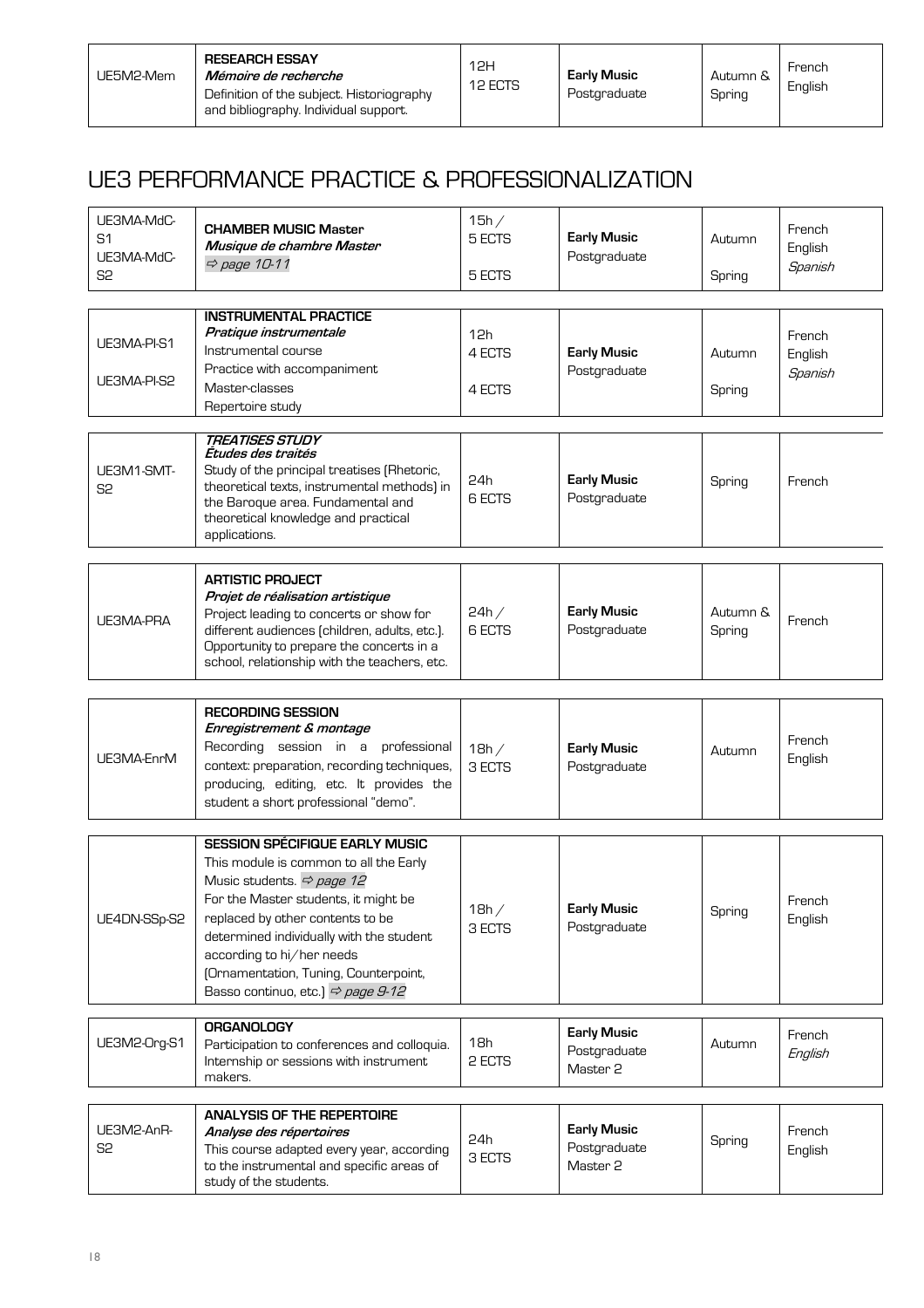| | | | | | |
|---|---|---|---|---|---|
| UE5M2-Mem | **RESEARCH ESSAY**<br>***Mémoire de recherche***<br>Definition of the subject. Historiography and bibliography. Individual support. | 12H<br>12 ECTS | **Early Music**<br>Postgraduate | Autumn & Spring | French<br>English |

## UE3 PERFORMANCE PRACTICE & PROFESSIONALIZATION

| | | | | | |
|---|---|---|---|---|---|
| UE3MA-MdC-S1<br>UE3MA-MdC-S2 | **CHAMBER MUSIC Master**<br>***Musique de chambre Master***<br>⇨ *page 10-11* | 15h /<br>5 ECTS<br>5 ECTS | **Early Music**<br>Postgraduate | Autumn<br>Spring | French<br>English<br>*Spanish* |
| UE3MA-PI-S1<br>UE3MA-PI-S2 | **INSTRUMENTAL PRACTICE**<br>***Pratique instrumentale***<br>Instrumental course<br>Practice with accompaniment<br>Master-classes<br>Repertoire study | 12h<br>4 ECTS<br>4 ECTS | **Early Music**<br>Postgraduate | Autumn<br>Spring | French<br>English<br>*Spanish* |
| UE3M1-SMT-S2 | ***TREATISES STUDY***<br>***Études des traités***<br>Study of the principal treatises (Rhetoric, theoretical texts, instrumental methods) in the Baroque area. Fundamental and theoretical knowledge and practical applications. | 24h<br>6 ECTS | **Early Music**<br>Postgraduate | Spring | French |
| UE3MA-PRA | **ARTISTIC PROJECT**<br>***Projet de réalisation artistique***<br>Project leading to concerts or show for different audiences (children, adults, etc.). Opportunity to prepare the concerts in a school, relationship with the teachers, etc. | 24h /<br>6 ECTS | **Early Music**<br>Postgraduate | Autumn & Spring | French |
| UE3MA-EnrM | **RECORDING SESSION**<br>***Enregistrement & montage***<br>Recording session in a professional context: preparation, recording techniques, producing, editing, etc. It provides the student a short professional "demo". | 18h /<br>3 ECTS | **Early Music**<br>Postgraduate | Autumn | French<br>English |
| UE4DN-SSp-S2 | **SESSION SPÉCIFIQUE EARLY MUSIC**<br>This module is common to all the Early Music students. ⇨ *page 12*<br>For the Master students, it might be replaced by other contents to be determined individually with the student according to hi/her needs (Ornamentation, Tuning, Counterpoint, Basso continuo, etc.) ⇨ *page 9-12* | 18h /<br>3 ECTS | **Early Music**<br>Postgraduate | Spring | French<br>English |
| UE3M2-Org-S1 | **ORGANOLOGY**<br>Participation to conferences and colloquia. Internship or sessions with instrument makers. | 18h<br>2 ECTS | **Early Music**<br>Postgraduate<br>Master 2 | Autumn | French<br>*English* |
| UE3M2-AnR-S2 | **ANALYSIS OF THE REPERTOIRE**<br>***Analyse des répertoires***<br>This course adapted every year, according to the instrumental and specific areas of study of the students. | 24h<br>3 ECTS | **Early Music**<br>Postgraduate<br>Master 2 | Spring | French<br>English |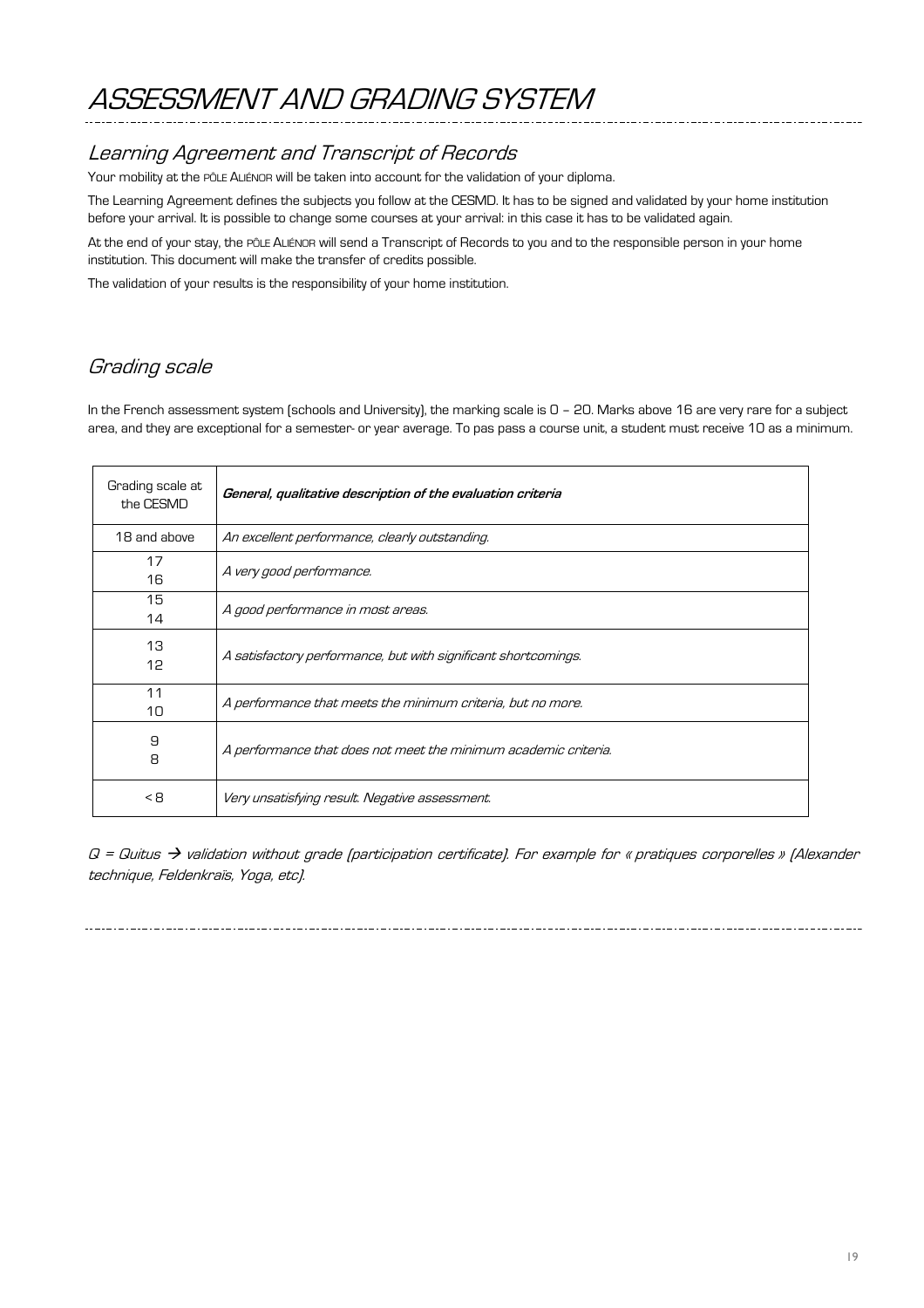# ASSESSMENT AND GRADING SYSTEM

## Learning Agreement and Transcript of Records

Your mobility at the PÔLE ALIÉNOR will be taken into account for the validation of your diploma.

The Learning Agreement defines the subjects you follow at the CESMD. It has to be signed and validated by your home institution before your arrival. It is possible to change some courses at your arrival: in this case it has to be validated again.

At the end of your stay, the PÔLE ALIÉNOR will send a Transcript of Records to you and to the responsible person in your home institution. This document will make the transfer of credits possible.

The validation of your results is the responsibility of your home institution.

## Grading scale

In the French assessment system (schools and University), the marking scale is 0 – 20. Marks above 16 are very rare for a subject area, and they are exceptional for a semester- or year average. To pas pass a course unit, a student must receive 10 as a minimum.

| Grading scale at the CESMD | ***General, qualitative description of the evaluation criteria*** |
|---|---|
| 18 and above | *An excellent performance, clearly outstanding.* |
| 17<br>16 | *A very good performance.* |
| 15<br>14 | *A good performance in most areas.* |
| 13<br>12 | *A satisfactory performance, but with significant shortcomings.* |
| 11<br>10 | *A performance that meets the minimum criteria, but no more.* |
| 9<br>8 | *A performance that does not meet the minimum academic criteria.* |
| < 8 | *Very unsatisfying result. Negative assessment.* |

*Q = Quitus → validation without grade (participation certificate). For example for « pratiques corporelles » (Alexander technique, Feldenkraïs, Yoga, etc).*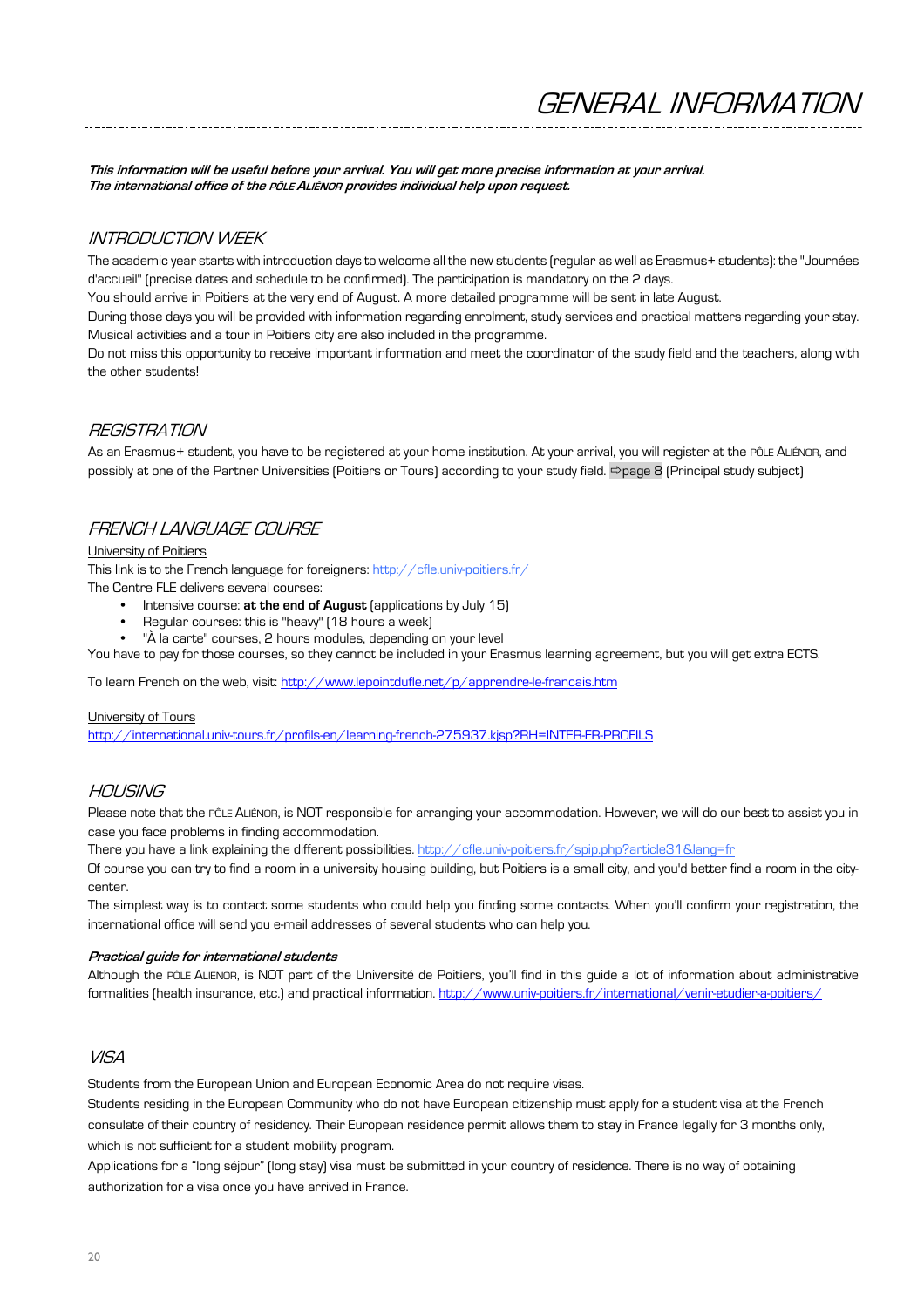# GENERAL INFORMATION

***This information will be useful before your arrival. You will get more precise information at your arrival.***
***The international office of the PÔLE ALIÉNOR provides individual help upon request.***

## INTRODUCTION WEEK

The academic year starts with introduction days to welcome all the new students (regular as well as Erasmus+ students): the "Journées d'accueil" (precise dates and schedule to be confirmed). The participation is mandatory on the 2 days.

You should arrive in Poitiers at the very end of August. A more detailed programme will be sent in late August.

During those days you will be provided with information regarding enrolment, study services and practical matters regarding your stay. Musical activities and a tour in Poitiers city are also included in the programme.

Do not miss this opportunity to receive important information and meet the coordinator of the study field and the teachers, along with the other students!

## REGISTRATION

As an Erasmus+ student, you have to be registered at your home institution. At your arrival, you will register at the PÔLE ALIÉNOR, and possibly at one of the Partner Universities (Poitiers or Tours) according to your study field. ⇨page 8 (Principal study subject)

## FRENCH LANGUAGE COURSE

University of Poitiers

This link is to the French language for foreigners: http://cfle.univ-poitiers.fr/

The Centre FLE delivers several courses:

- Intensive course: **at the end of August** (applications by July 15)
- Regular courses: this is "heavy" (18 hours a week)
- "À la carte" courses, 2 hours modules, depending on your level

You have to pay for those courses, so they cannot be included in your Erasmus learning agreement, but you will get extra ECTS.

To learn French on the web, visit: http://www.lepointdufle.net/p/apprendre-le-francais.htm

University of Tours

http://international.univ-tours.fr/profils-en/learning-french-275937.kjsp?RH=INTER-FR-PROFILS

## HOUSING

Please note that the PÔLE ALIÉNOR, is NOT responsible for arranging your accommodation. However, we will do our best to assist you in case you face problems in finding accommodation.

There you have a link explaining the different possibilities. http://cfle.univ-poitiers.fr/spip.php?article31&lang=fr

Of course you can try to find a room in a university housing building, but Poitiers is a small city, and you'd better find a room in the city-center.

The simplest way is to contact some students who could help you finding some contacts. When you'll confirm your registration, the international office will send you e-mail addresses of several students who can help you.

***Practical guide for international students***

Although the PÔLE ALIÉNOR, is NOT part of the Université de Poitiers, you'll find in this guide a lot of information about administrative formalities (health insurance, etc.) and practical information. http://www.univ-poitiers.fr/international/venir-etudier-a-poitiers/

## VISA

Students from the European Union and European Economic Area do not require visas.

Students residing in the European Community who do not have European citizenship must apply for a student visa at the French consulate of their country of residency. Their European residence permit allows them to stay in France legally for 3 months only, which is not sufficient for a student mobility program.

Applications for a "long séjour" (long stay) visa must be submitted in your country of residence. There is no way of obtaining authorization for a visa once you have arrived in France.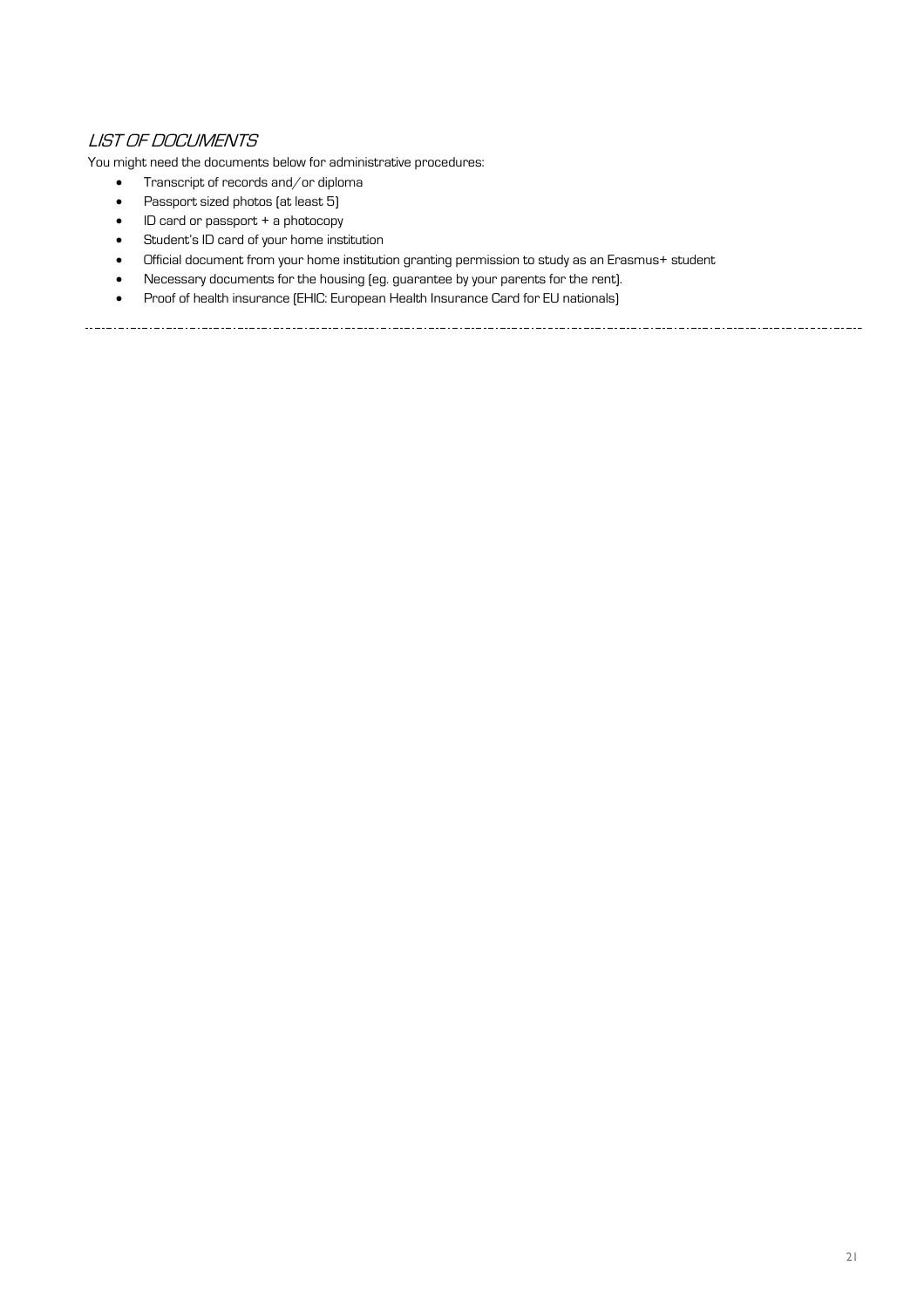## *LIST OF DOCUMENTS*

You might need the documents below for administrative procedures:

- Transcript of records and/or diploma
- Passport sized photos (at least 5)
- ID card or passport + a photocopy
- Student's ID card of your home institution
- Official document from your home institution granting permission to study as an Erasmus+ student
- Necessary documents for the housing (eg. guarantee by your parents for the rent).
- Proof of health insurance (EHIC: European Health Insurance Card for EU nationals)

---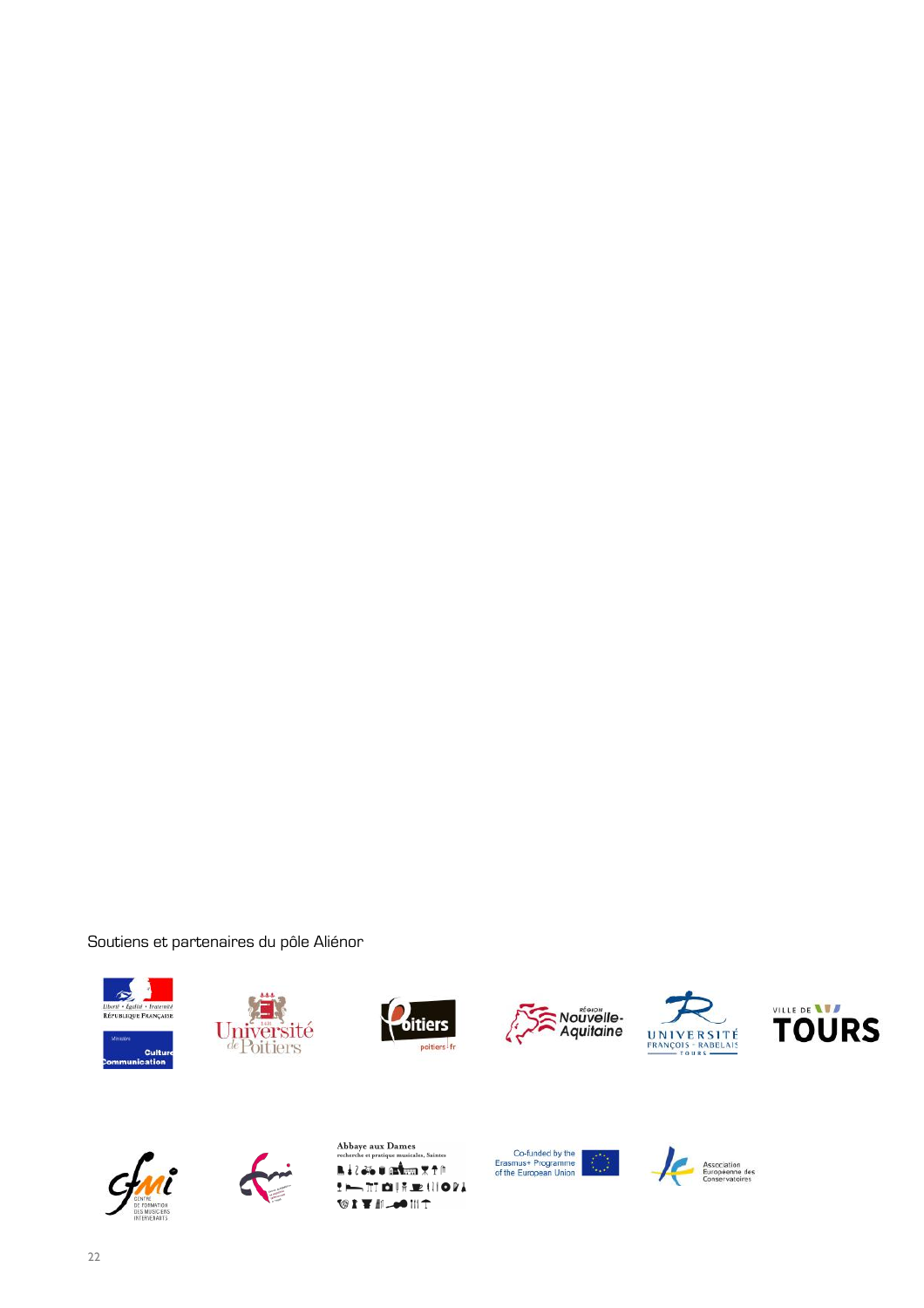Soutiens et partenaires du pôle Aliénor